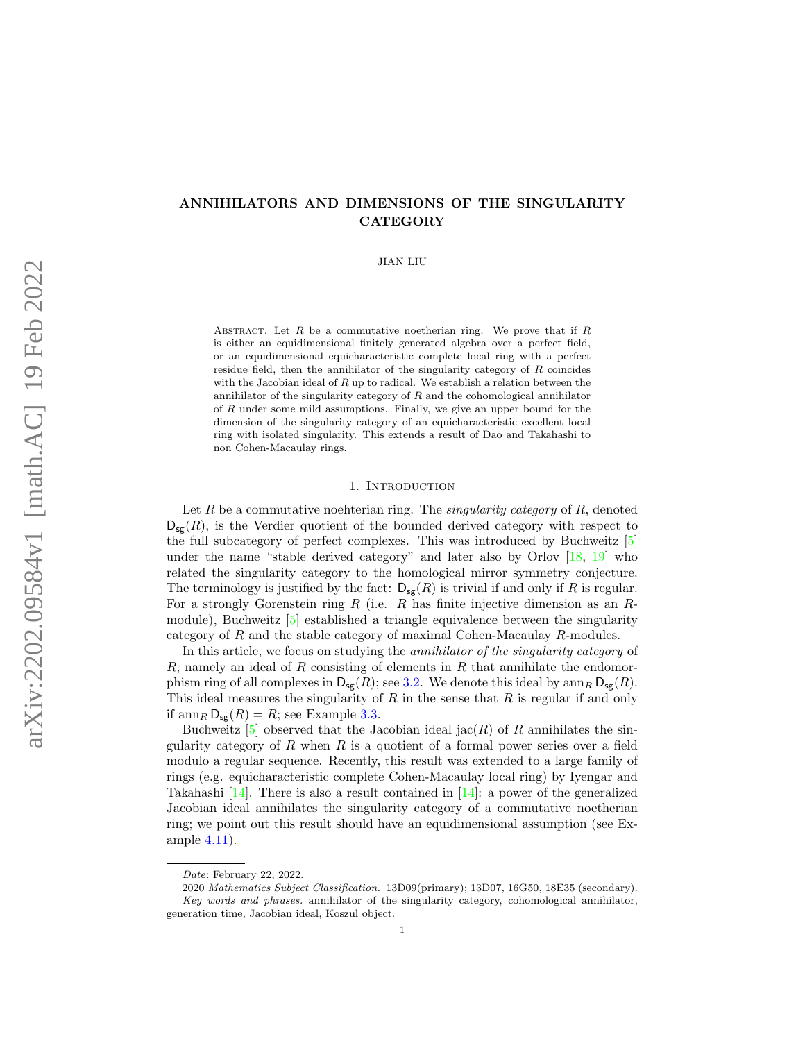# ANNIHILATORS AND DIMENSIONS OF THE SINGULARITY CATEGORY

JIAN LIU

Abstract. Let $R$ be a commutative noetherian ring. We prove that if $R$ is either an equidimensional finitely generated algebra over a perfect field, or an equidimensional equicharacteristic complete local ring with a perfect residue field, then the annihilator of the singularity category of $R$ coincides with the Jacobian ideal of $R$ up to radical. We establish a relation between the annihilator of the singularity category of $R$ and the cohomological annihilator of $R$ under some mild assumptions. Finally, we give an upper bound for the dimension of the singularity category of an equicharacteristic excellent local ring with isolated singularity. This extends a result of Dao and Takahashi to non Cohen-Macaulay rings.

## 1. Introduction

Let $R$ be a commutative noehterian ring. The *singularity category* of $R$, denoted $\mathsf{D}_{\mathsf{sg}}(R)$, is the Verdier quotient of the bounded derived category with respect to the full subcategory of perfect complexes. This was introduced by Buchweitz [5] under the name "stable derived category" and later also by Orlov [18, 19] who related the singularity category to the homological mirror symmetry conjecture. The terminology is justified by the fact: $\mathsf{D}_{\mathsf{sg}}(R)$ is trivial if and only if $R$ is regular. For a strongly Gorenstein ring $R$ (i.e. $R$ has finite injective dimension as an $R$-module), Buchweitz [5] established a triangle equivalence between the singularity category of $R$ and the stable category of maximal Cohen-Macaulay $R$-modules.

In this article, we focus on studying the *annihilator of the singularity category* of $R$, namely an ideal of $R$ consisting of elements in $R$ that annihilate the endomorphism ring of all complexes in $\mathsf{D}_{\mathsf{sg}}(R)$; see 3.2. We denote this ideal by $\operatorname{ann}_R \mathsf{D}_{\mathsf{sg}}(R)$. This ideal measures the singularity of $R$ in the sense that $R$ is regular if and only if $\operatorname{ann}_R \mathsf{D}_{\mathsf{sg}}(R) = R$; see Example 3.3.

Buchweitz [5] observed that the Jacobian ideal $\operatorname{jac}(R)$ of $R$ annihilates the singularity category of $R$ when $R$ is a quotient of a formal power series over a field modulo a regular sequence. Recently, this result was extended to a large family of rings (e.g. equicharacteristic complete Cohen-Macaulay local ring) by Iyengar and Takahashi [14]. There is also a result contained in [14]: a power of the generalized Jacobian ideal annihilates the singularity category of a commutative noetherian ring; we point out this result should have an equidimensional assumption (see Example 4.11).

---

*Date*: February 22, 2022.

2020 *Mathematics Subject Classification.* 13D09(primary); 13D07, 16G50, 18E35 (secondary).

*Key words and phrases.* annihilator of the singularity category, cohomological annihilator, generation time, Jacobian ideal, Koszul object.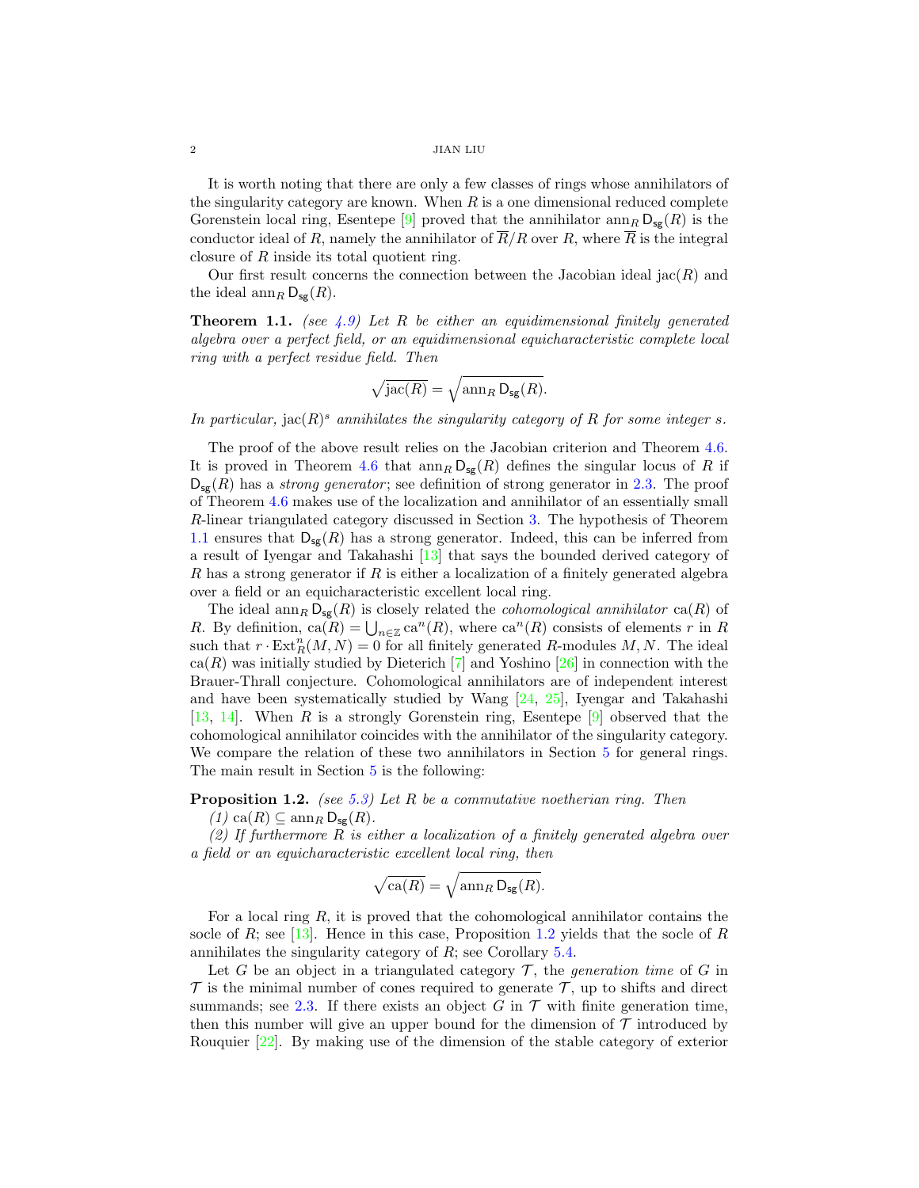It is worth noting that there are only a few classes of rings whose annihilators of the singularity category are known. When $R$ is a one dimensional reduced complete Gorenstein local ring, Esentepe [9] proved that the annihilator $\operatorname{ann}_R \mathsf{D_{sg}}(R)$ is the conductor ideal of $R$, namely the annihilator of $\overline{R}/R$ over $R$, where $\overline{R}$ is the integral closure of $R$ inside its total quotient ring.

Our first result concerns the connection between the Jacobian ideal $\operatorname{jac}(R)$ and the ideal $\operatorname{ann}_R \mathsf{D_{sg}}(R)$.

**Theorem 1.1.** *(see 4.9) Let $R$ be either an equidimensional finitely generated algebra over a perfect field, or an equidimensional equicharacteristic complete local ring with a perfect residue field. Then*

$$\sqrt{\operatorname{jac}(R)} = \sqrt{\operatorname{ann}_R \mathsf{D_{sg}}(R)}.$$

*In particular, $\operatorname{jac}(R)^s$ annihilates the singularity category of $R$ for some integer $s$.*

The proof of the above result relies on the Jacobian criterion and Theorem 4.6. It is proved in Theorem 4.6 that $\operatorname{ann}_R \mathsf{D_{sg}}(R)$ defines the singular locus of $R$ if $\mathsf{D_{sg}}(R)$ has a *strong generator*; see definition of strong generator in 2.3. The proof of Theorem 4.6 makes use of the localization and annihilator of an essentially small $R$-linear triangulated category discussed in Section 3. The hypothesis of Theorem 1.1 ensures that $\mathsf{D_{sg}}(R)$ has a strong generator. Indeed, this can be inferred from a result of Iyengar and Takahashi [13] that says the bounded derived category of $R$ has a strong generator if $R$ is either a localization of a finitely generated algebra over a field or an equicharacteristic excellent local ring.

The ideal $\operatorname{ann}_R \mathsf{D_{sg}}(R)$ is closely related the *cohomological annihilator* $\operatorname{ca}(R)$ of $R$. By definition, $\operatorname{ca}(R) = \bigcup_{n\in\mathbb{Z}} \operatorname{ca}^n(R)$, where $\operatorname{ca}^n(R)$ consists of elements $r$ in $R$ such that $r \cdot \operatorname{Ext}^n_R(M,N) = 0$ for all finitely generated $R$-modules $M, N$. The ideal $\operatorname{ca}(R)$ was initially studied by Dieterich [7] and Yoshino [26] in connection with the Brauer-Thrall conjecture. Cohomological annihilators are of independent interest and have been systematically studied by Wang [24, 25], Iyengar and Takahashi [13, 14]. When $R$ is a strongly Gorenstein ring, Esentepe [9] observed that the cohomological annihilator coincides with the annihilator of the singularity category. We compare the relation of these two annihilators in Section 5 for general rings. The main result in Section 5 is the following:

**Proposition 1.2.** *(see 5.3) Let $R$ be a commutative noetherian ring. Then*

*(1) $\operatorname{ca}(R) \subseteq \operatorname{ann}_R \mathsf{D_{sg}}(R)$.*

*(2) If furthermore $R$ is either a localization of a finitely generated algebra over a field or an equicharacteristic excellent local ring, then*

$$\sqrt{\operatorname{ca}(R)} = \sqrt{\operatorname{ann}_R \mathsf{D_{sg}}(R)}.$$

For a local ring $R$, it is proved that the cohomological annihilator contains the socle of $R$; see [13]. Hence in this case, Proposition 1.2 yields that the socle of $R$ annihilates the singularity category of $R$; see Corollary 5.4.

Let $G$ be an object in a triangulated category $\mathcal{T}$, the *generation time* of $G$ in $\mathcal{T}$ is the minimal number of cones required to generate $\mathcal{T}$, up to shifts and direct summands; see 2.3. If there exists an object $G$ in $\mathcal{T}$ with finite generation time, then this number will give an upper bound for the dimension of $\mathcal{T}$ introduced by Rouquier [22]. By making use of the dimension of the stable category of exterior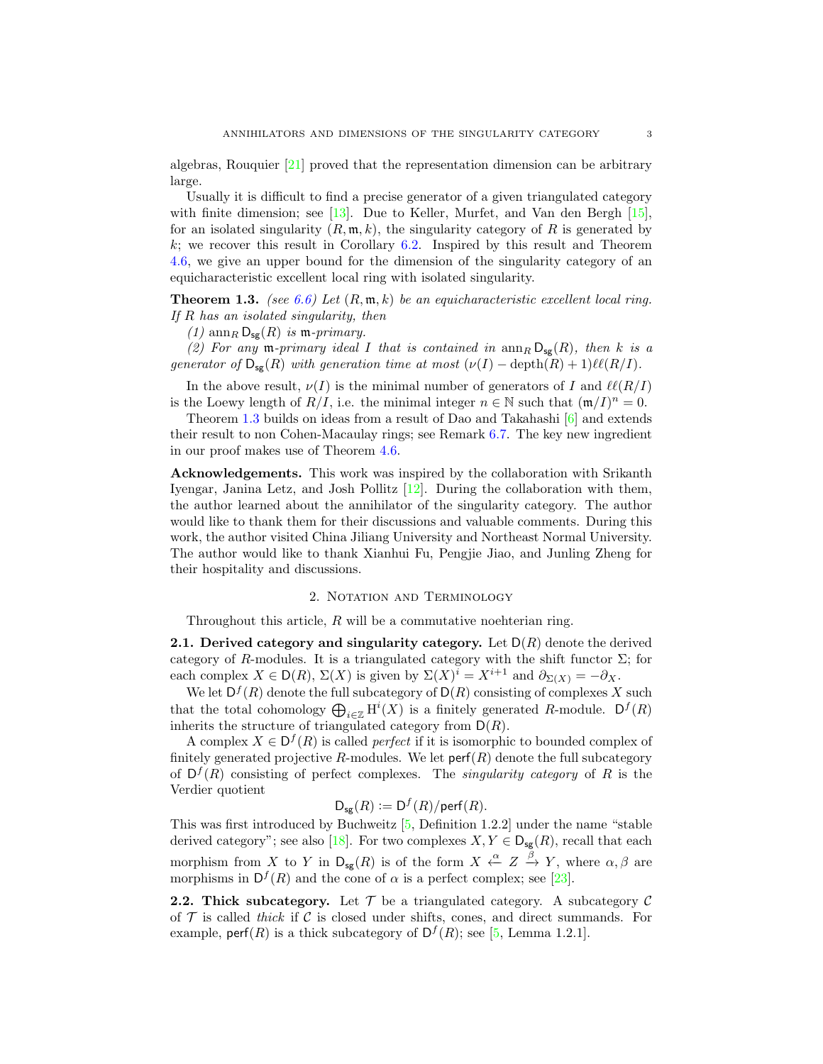algebras, Rouquier [21] proved that the representation dimension can be arbitrary large.

Usually it is difficult to find a precise generator of a given triangulated category with finite dimension; see [13]. Due to Keller, Murfet, and Van den Bergh [15], for an isolated singularity $(R, \mathfrak{m}, k)$, the singularity category of $R$ is generated by $k$; we recover this result in Corollary 6.2. Inspired by this result and Theorem 4.6, we give an upper bound for the dimension of the singularity category of an equicharacteristic excellent local ring with isolated singularity.

**Theorem 1.3.** *(see 6.6) Let $(R, \mathfrak{m}, k)$ be an equicharacteristic excellent local ring. If $R$ has an isolated singularity, then*

*(1) $\operatorname{ann}_R \mathsf{D}_{\mathsf{sg}}(R)$ is $\mathfrak{m}$-primary.*

*(2) For any $\mathfrak{m}$-primary ideal $I$ that is contained in $\operatorname{ann}_R \mathsf{D}_{\mathsf{sg}}(R)$, then $k$ is a generator of $\mathsf{D}_{\mathsf{sg}}(R)$ with generation time at most $(\nu(I) - \operatorname{depth}(R) + 1)\ell\ell(R/I)$.*

In the above result, $\nu(I)$ is the minimal number of generators of $I$ and $\ell\ell(R/I)$ is the Loewy length of $R/I$, i.e. the minimal integer $n \in \mathbb{N}$ such that $(\mathfrak{m}/I)^n = 0$.

Theorem 1.3 builds on ideas from a result of Dao and Takahashi [6] and extends their result to non Cohen-Macaulay rings; see Remark 6.7. The key new ingredient in our proof makes use of Theorem 4.6.

**Acknowledgements.** This work was inspired by the collaboration with Srikanth Iyengar, Janina Letz, and Josh Pollitz [12]. During the collaboration with them, the author learned about the annihilator of the singularity category. The author would like to thank them for their discussions and valuable comments. During this work, the author visited China Jiliang University and Northeast Normal University. The author would like to thank Xianhui Fu, Pengjie Jiao, and Junling Zheng for their hospitality and discussions.

## 2. Notation and Terminology

Throughout this article, $R$ will be a commutative noehterian ring.

**2.1. Derived category and singularity category.** Let $\mathsf{D}(R)$ denote the derived category of $R$-modules. It is a triangulated category with the shift functor $\Sigma$; for each complex $X \in \mathsf{D}(R)$, $\Sigma(X)$ is given by $\Sigma(X)^i = X^{i+1}$ and $\partial_{\Sigma(X)} = -\partial_X$.

We let $\mathsf{D}^f(R)$ denote the full subcategory of $\mathsf{D}(R)$ consisting of complexes $X$ such that the total cohomology $\bigoplus_{i \in \mathbb{Z}} \mathsf{H}^i(X)$ is a finitely generated $R$-module. $\mathsf{D}^f(R)$ inherits the structure of triangulated category from $\mathsf{D}(R)$.

A complex $X \in \mathsf{D}^f(R)$ is called *perfect* if it is isomorphic to bounded complex of finitely generated projective $R$-modules. We let $\mathsf{perf}(R)$ denote the full subcategory of $\mathsf{D}^f(R)$ consisting of perfect complexes. The *singularity category* of $R$ is the Verdier quotient

$$\mathsf{D}_{\mathsf{sg}}(R) := \mathsf{D}^f(R)/\mathsf{perf}(R).$$

This was first introduced by Buchweitz [5, Definition 1.2.2] under the name "stable derived category"; see also [18]. For two complexes $X, Y \in \mathsf{D}_{\mathsf{sg}}(R)$, recall that each morphism from $X$ to $Y$ in $\mathsf{D}_{\mathsf{sg}}(R)$ is of the form $X \xleftarrow{\alpha} Z \xrightarrow{\beta} Y$, where $\alpha, \beta$ are morphisms in $\mathsf{D}^f(R)$ and the cone of $\alpha$ is a perfect complex; see [23].

**2.2. Thick subcategory.** Let $\mathcal{T}$ be a triangulated category. A subcategory $\mathcal{C}$ of $\mathcal{T}$ is called *thick* if $\mathcal{C}$ is closed under shifts, cones, and direct summands. For example, $\mathsf{perf}(R)$ is a thick subcategory of $\mathsf{D}^f(R)$; see [5, Lemma 1.2.1].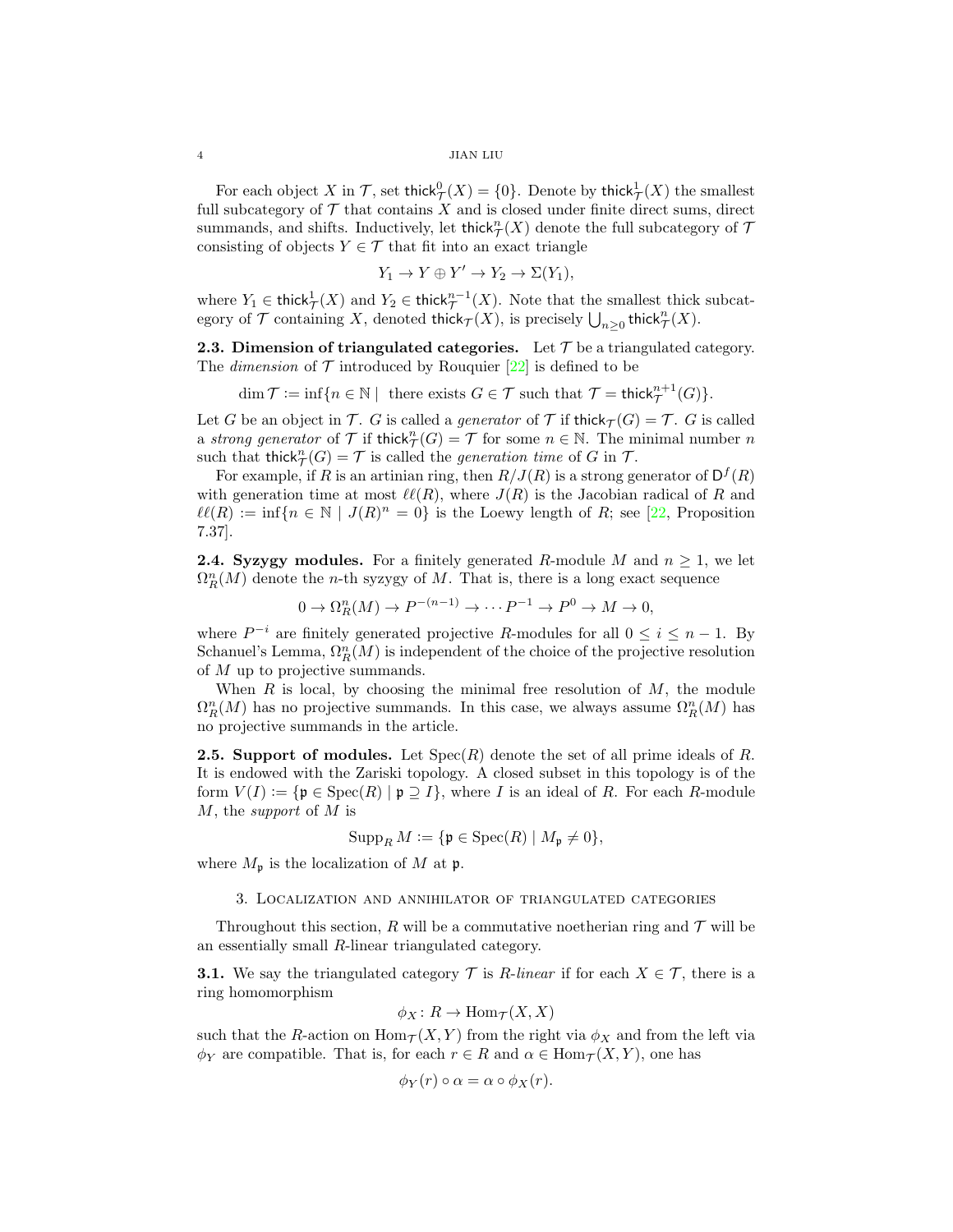For each object $X$ in $\mathcal{T}$, set $\mathsf{thick}^0_{\mathcal{T}}(X) = \{0\}$. Denote by $\mathsf{thick}^1_{\mathcal{T}}(X)$ the smallest full subcategory of $\mathcal{T}$ that contains $X$ and is closed under finite direct sums, direct summands, and shifts. Inductively, let $\mathsf{thick}^n_{\mathcal{T}}(X)$ denote the full subcategory of $\mathcal{T}$ consisting of objects $Y \in \mathcal{T}$ that fit into an exact triangle

$$Y_1 \to Y \oplus Y' \to Y_2 \to \Sigma(Y_1),$$

where $Y_1 \in \mathsf{thick}^1_{\mathcal{T}}(X)$ and $Y_2 \in \mathsf{thick}^{n-1}_{\mathcal{T}}(X)$. Note that the smallest thick subcategory of $\mathcal{T}$ containing $X$, denoted $\mathsf{thick}_{\mathcal{T}}(X)$, is precisely $\bigcup_{n\geq 0} \mathsf{thick}^n_{\mathcal{T}}(X)$.

**2.3. Dimension of triangulated categories.** Let $\mathcal{T}$ be a triangulated category. The *dimension* of $\mathcal{T}$ introduced by Rouquier [22] is defined to be

$$\dim \mathcal{T} := \inf\{n \in \mathbb{N} \mid \text{ there exists } G \in \mathcal{T} \text{ such that } \mathcal{T} = \mathsf{thick}^{n+1}_{\mathcal{T}}(G)\}.$$

Let $G$ be an object in $\mathcal{T}$. $G$ is called a *generator* of $\mathcal{T}$ if $\mathsf{thick}_{\mathcal{T}}(G) = \mathcal{T}$. $G$ is called a *strong generator* of $\mathcal{T}$ if $\mathsf{thick}^n_{\mathcal{T}}(G) = \mathcal{T}$ for some $n \in \mathbb{N}$. The minimal number $n$ such that $\mathsf{thick}^n_{\mathcal{T}}(G) = \mathcal{T}$ is called the *generation time* of $G$ in $\mathcal{T}$.

For example, if $R$ is an artinian ring, then $R/J(R)$ is a strong generator of $\mathsf{D}^f(R)$ with generation time at most $\ell\ell(R)$, where $J(R)$ is the Jacobian radical of $R$ and $\ell\ell(R) := \inf\{n \in \mathbb{N} \mid J(R)^n = 0\}$ is the Loewy length of $R$; see [22, Proposition 7.37].

**2.4. Syzygy modules.** For a finitely generated $R$-module $M$ and $n \geq 1$, we let $\Omega^n_R(M)$ denote the $n$-th syzygy of $M$. That is, there is a long exact sequence

$$0 \to \Omega^n_R(M) \to P^{-(n-1)} \to \cdots P^{-1} \to P^0 \to M \to 0,$$

where $P^{-i}$ are finitely generated projective $R$-modules for all $0 \leq i \leq n-1$. By Schanuel's Lemma, $\Omega^n_R(M)$ is independent of the choice of the projective resolution of $M$ up to projective summands.

When $R$ is local, by choosing the minimal free resolution of $M$, the module $\Omega^n_R(M)$ has no projective summands. In this case, we always assume $\Omega^n_R(M)$ has no projective summands in the article.

**2.5. Support of modules.** Let $\operatorname{Spec}(R)$ denote the set of all prime ideals of $R$. It is endowed with the Zariski topology. A closed subset in this topology is of the form $V(I) := \{\mathfrak{p} \in \operatorname{Spec}(R) \mid \mathfrak{p} \supseteq I\}$, where $I$ is an ideal of $R$. For each $R$-module $M$, the *support* of $M$ is

$$\operatorname{Supp}_R M := \{\mathfrak{p} \in \operatorname{Spec}(R) \mid M_{\mathfrak{p}} \neq 0\},$$

where $M_{\mathfrak{p}}$ is the localization of $M$ at $\mathfrak{p}$.

## 3. Localization and annihilator of triangulated categories

Throughout this section, $R$ will be a commutative noetherian ring and $\mathcal{T}$ will be an essentially small $R$-linear triangulated category.

**3.1.** We say the triangulated category $\mathcal{T}$ is *$R$-linear* if for each $X \in \mathcal{T}$, there is a ring homomorphism

$$\phi_X : R \to \operatorname{Hom}_{\mathcal{T}}(X, X)$$

such that the $R$-action on $\operatorname{Hom}_{\mathcal{T}}(X, Y)$ from the right via $\phi_X$ and from the left via $\phi_Y$ are compatible. That is, for each $r \in R$ and $\alpha \in \operatorname{Hom}_{\mathcal{T}}(X, Y)$, one has

$$\phi_Y(r) \circ \alpha = \alpha \circ \phi_X(r).$$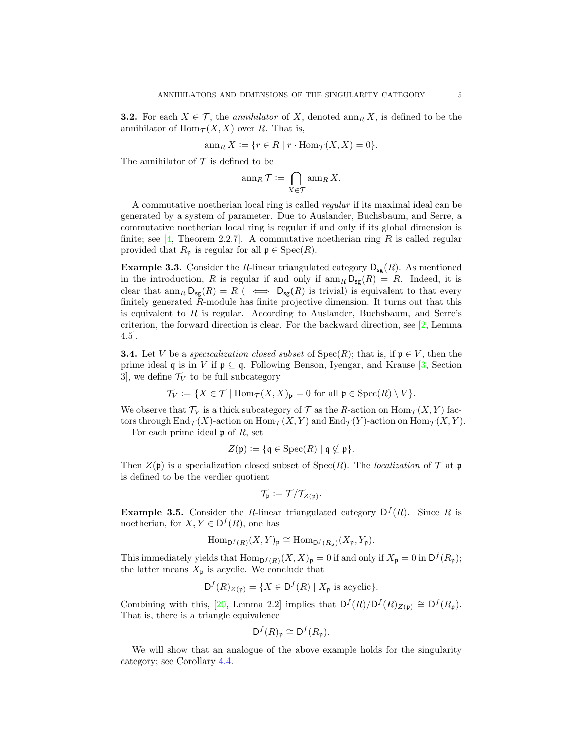**3.2.** For each $X \in \mathcal{T}$, the *annihilator* of $X$, denoted $\operatorname{ann}_R X$, is defined to be the annihilator of $\operatorname{Hom}_{\mathcal{T}}(X, X)$ over $R$. That is,

$$\operatorname{ann}_R X := \{r \in R \mid r \cdot \operatorname{Hom}_{\mathcal{T}}(X, X) = 0\}.$$

The annihilator of $\mathcal{T}$ is defined to be

$$\operatorname{ann}_R \mathcal{T} := \bigcap_{X \in \mathcal{T}} \operatorname{ann}_R X.$$

A commutative noetherian local ring is called *regular* if its maximal ideal can be generated by a system of parameter. Due to Auslander, Buchsbaum, and Serre, a commutative noetherian local ring is regular if and only if its global dimension is finite; see [4, Theorem 2.2.7]. A commutative noetherian ring $R$ is called regular provided that $R_{\mathfrak{p}}$ is regular for all $\mathfrak{p} \in \operatorname{Spec}(R)$.

**Example 3.3.** Consider the $R$-linear triangulated category $\mathsf{D}_{\mathsf{sg}}(R)$. As mentioned in the introduction, $R$ is regular if and only if $\operatorname{ann}_R \mathsf{D}_{\mathsf{sg}}(R) = R$. Indeed, it is clear that $\operatorname{ann}_R \mathsf{D}_{\mathsf{sg}}(R) = R$ ( $\iff$ $\mathsf{D}_{\mathsf{sg}}(R)$ is trivial) is equivalent to that every finitely generated $R$-module has finite projective dimension. It turns out that this is equivalent to $R$ is regular. According to Auslander, Buchsbaum, and Serre's criterion, the forward direction is clear. For the backward direction, see [2, Lemma 4.5].

**3.4.** Let $V$ be a *specicalization closed subset* of $\operatorname{Spec}(R)$; that is, if $\mathfrak{p} \in V$, then the prime ideal $\mathfrak{q}$ is in $V$ if $\mathfrak{p} \subseteq \mathfrak{q}$. Following Benson, Iyengar, and Krause [3, Section 3], we define $\mathcal{T}_V$ to be full subcategory

$$\mathcal{T}_V := \{X \in \mathcal{T} \mid \operatorname{Hom}_{\mathcal{T}}(X, X)_{\mathfrak{p}} = 0 \text{ for all } \mathfrak{p} \in \operatorname{Spec}(R) \setminus V\}.$$

We observe that $\mathcal{T}_V$ is a thick subcategory of $\mathcal{T}$ as the $R$-action on $\operatorname{Hom}_{\mathcal{T}}(X, Y)$ factors through $\operatorname{End}_{\mathcal{T}}(X)$-action on $\operatorname{Hom}_{\mathcal{T}}(X, Y)$ and $\operatorname{End}_{\mathcal{T}}(Y)$-action on $\operatorname{Hom}_{\mathcal{T}}(X, Y)$.

For each prime ideal $\mathfrak{p}$ of $R$, set

$$Z(\mathfrak{p}) := \{\mathfrak{q} \in \operatorname{Spec}(R) \mid \mathfrak{q} \nsubseteq \mathfrak{p}\}.$$

Then $Z(\mathfrak{p})$ is a specialization closed subset of $\operatorname{Spec}(R)$. The *localization* of $\mathcal{T}$ at $\mathfrak{p}$ is defined to be the verdier quotient

$$\mathcal{T}_{\mathfrak{p}} := \mathcal{T}/\mathcal{T}_{Z(\mathfrak{p})}.$$

**Example 3.5.** Consider the $R$-linear triangulated category $\mathsf{D}^f(R)$. Since $R$ is noetherian, for $X, Y \in \mathsf{D}^f(R)$, one has

$$\operatorname{Hom}_{\mathsf{D}^f(R)}(X, Y)_{\mathfrak{p}} \cong \operatorname{Hom}_{\mathsf{D}^f(R_{\mathfrak{p}})}(X_{\mathfrak{p}}, Y_{\mathfrak{p}}).$$

This immediately yields that $\operatorname{Hom}_{\mathsf{D}^f(R)}(X, X)_{\mathfrak{p}} = 0$ if and only if $X_{\mathfrak{p}} = 0$ in $\mathsf{D}^f(R_{\mathfrak{p}})$; the latter means $X_{\mathfrak{p}}$ is acyclic. We conclude that

$$\mathsf{D}^f(R)_{Z(\mathfrak{p})} = \{X \in \mathsf{D}^f(R) \mid X_{\mathfrak{p}} \text{ is acyclic}\}.$$

Combining with this, [20, Lemma 2.2] implies that $\mathsf{D}^f(R)/\mathsf{D}^f(R)_{Z(\mathfrak{p})} \cong \mathsf{D}^f(R_{\mathfrak{p}})$. That is, there is a triangle equivalence

$$\mathsf{D}^f(R)_{\mathfrak{p}} \cong \mathsf{D}^f(R_{\mathfrak{p}}).$$

We will show that an analogue of the above example holds for the singularity category; see Corollary 4.4.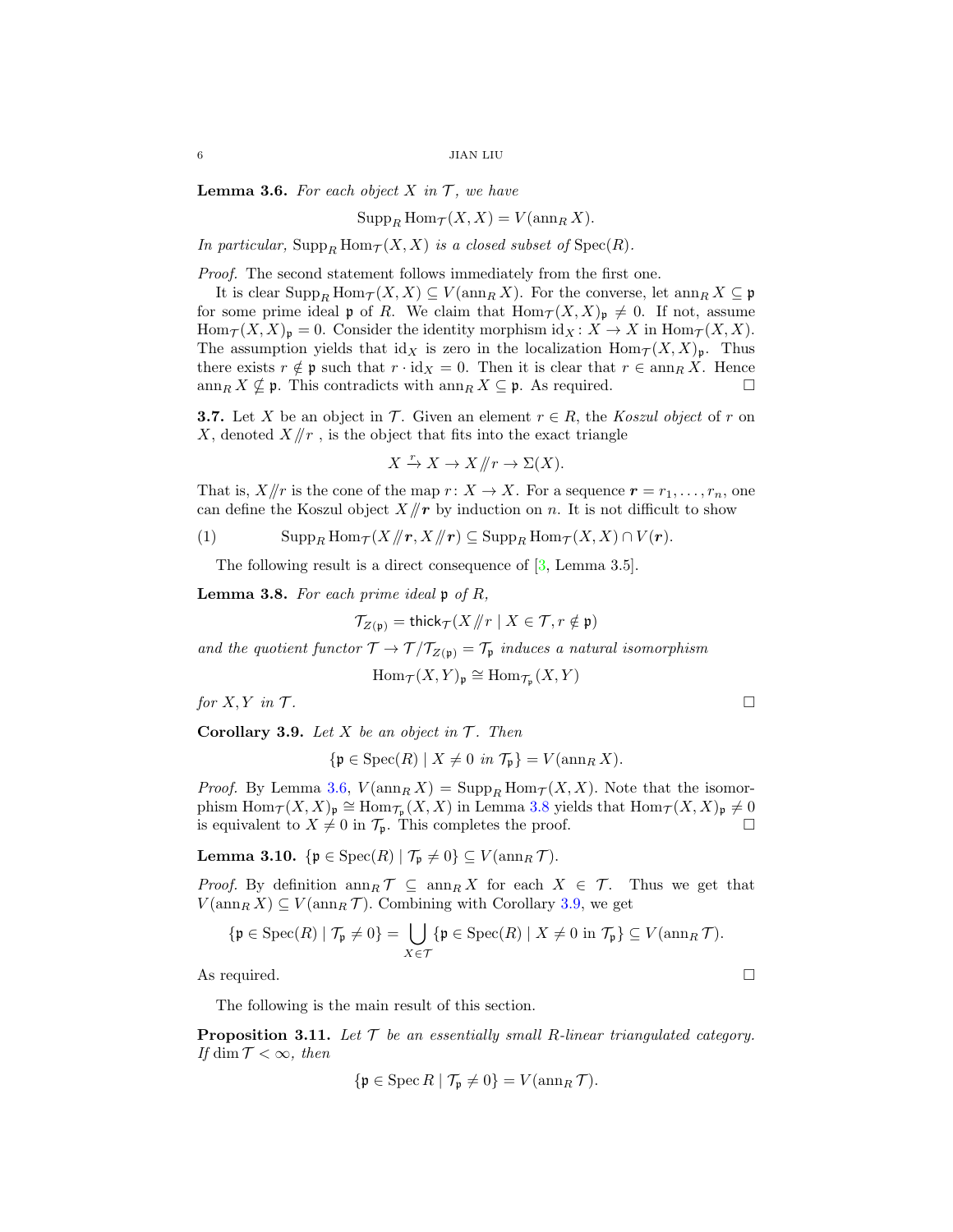**Lemma 3.6.** *For each object $X$ in $\mathcal{T}$, we have*

$$\operatorname{Supp}_R \operatorname{Hom}_{\mathcal{T}}(X, X) = V(\operatorname{ann}_R X).$$

*In particular,* $\operatorname{Supp}_R \operatorname{Hom}_{\mathcal{T}}(X, X)$ *is a closed subset of* $\operatorname{Spec}(R)$.

*Proof.* The second statement follows immediately from the first one.

It is clear $\operatorname{Supp}_R \operatorname{Hom}_{\mathcal{T}}(X, X) \subseteq V(\operatorname{ann}_R X)$. For the converse, let $\operatorname{ann}_R X \subseteq \mathfrak{p}$ for some prime ideal $\mathfrak{p}$ of $R$. We claim that $\operatorname{Hom}_{\mathcal{T}}(X, X)_{\mathfrak{p}} \neq 0$. If not, assume $\operatorname{Hom}_{\mathcal{T}}(X, X)_{\mathfrak{p}} = 0$. Consider the identity morphism $\operatorname{id}_X \colon X \to X$ in $\operatorname{Hom}_{\mathcal{T}}(X, X)$. The assumption yields that $\operatorname{id}_X$ is zero in the localization $\operatorname{Hom}_{\mathcal{T}}(X, X)_{\mathfrak{p}}$. Thus there exists $r \notin \mathfrak{p}$ such that $r \cdot \operatorname{id}_X = 0$. Then it is clear that $r \in \operatorname{ann}_R X$. Hence $\operatorname{ann}_R X \nsubseteq \mathfrak{p}$. This contradicts with $\operatorname{ann}_R X \subseteq \mathfrak{p}$. As required. $\square$

**3.7.** Let $X$ be an object in $\mathcal{T}$. Given an element $r \in R$, the *Koszul object* of $r$ on $X$, denoted $X /\!\!/ r$ , is the object that fits into the exact triangle

$$X \xrightarrow{r} X \to X /\!\!/ r \to \Sigma(X).$$

That is, $X /\!\!/ r$ is the cone of the map $r \colon X \to X$. For a sequence $\boldsymbol{r} = r_1, \dots, r_n$, one can define the Koszul object $X /\!\!/ \boldsymbol{r}$ by induction on $n$. It is not difficult to show

$$\operatorname{Supp}_R \operatorname{Hom}_{\mathcal{T}}(X /\!\!/ \boldsymbol{r}, X /\!\!/ \boldsymbol{r}) \subseteq \operatorname{Supp}_R \operatorname{Hom}_{\mathcal{T}}(X, X) \cap V(\boldsymbol{r}). \tag{1}$$

The following result is a direct consequence of [3, Lemma 3.5].

**Lemma 3.8.** *For each prime ideal $\mathfrak{p}$ of $R$,*

$$\mathcal{T}_{Z(\mathfrak{p})} = \mathsf{thick}_{\mathcal{T}}(X /\!\!/ r \mid X \in \mathcal{T}, r \notin \mathfrak{p})$$

*and the quotient functor $\mathcal{T} \to \mathcal{T}/\mathcal{T}_{Z(\mathfrak{p})} = \mathcal{T}_{\mathfrak{p}}$ induces a natural isomorphism*

$$\operatorname{Hom}_{\mathcal{T}}(X, Y)_{\mathfrak{p}} \cong \operatorname{Hom}_{\mathcal{T}_{\mathfrak{p}}}(X, Y)$$

*for $X, Y$ in $\mathcal{T}$.* $\square$

**Corollary 3.9.** *Let $X$ be an object in $\mathcal{T}$. Then*

$$\{\mathfrak{p} \in \operatorname{Spec}(R) \mid X \neq 0 \text{ in } \mathcal{T}_{\mathfrak{p}}\} = V(\operatorname{ann}_R X).$$

*Proof.* By Lemma 3.6, $V(\operatorname{ann}_R X) = \operatorname{Supp}_R \operatorname{Hom}_{\mathcal{T}}(X, X)$. Note that the isomorphism $\operatorname{Hom}_{\mathcal{T}}(X, X)_{\mathfrak{p}} \cong \operatorname{Hom}_{\mathcal{T}_{\mathfrak{p}}}(X, X)$ in Lemma 3.8 yields that $\operatorname{Hom}_{\mathcal{T}}(X, X)_{\mathfrak{p}} \neq 0$ is equivalent to $X \neq 0$ in $\mathcal{T}_{\mathfrak{p}}$. This completes the proof. $\square$

**Lemma 3.10.** $\{\mathfrak{p} \in \operatorname{Spec}(R) \mid \mathcal{T}_{\mathfrak{p}} \neq 0\} \subseteq V(\operatorname{ann}_R \mathcal{T})$.

*Proof.* By definition $\operatorname{ann}_R \mathcal{T} \subseteq \operatorname{ann}_R X$ for each $X \in \mathcal{T}$. Thus we get that $V(\operatorname{ann}_R X) \subseteq V(\operatorname{ann}_R \mathcal{T})$. Combining with Corollary 3.9, we get

$$\{\mathfrak{p} \in \operatorname{Spec}(R) \mid \mathcal{T}_{\mathfrak{p}} \neq 0\} = \bigcup_{X \in \mathcal{T}} \{\mathfrak{p} \in \operatorname{Spec}(R) \mid X \neq 0 \text{ in } \mathcal{T}_{\mathfrak{p}}\} \subseteq V(\operatorname{ann}_R \mathcal{T}).$$

As required. $\square$

The following is the main result of this section.

**Proposition 3.11.** *Let $\mathcal{T}$ be an essentially small $R$-linear triangulated category. If $\dim \mathcal{T} < \infty$, then*

$$\{\mathfrak{p} \in \operatorname{Spec} R \mid \mathcal{T}_{\mathfrak{p}} \neq 0\} = V(\operatorname{ann}_R \mathcal{T}).$$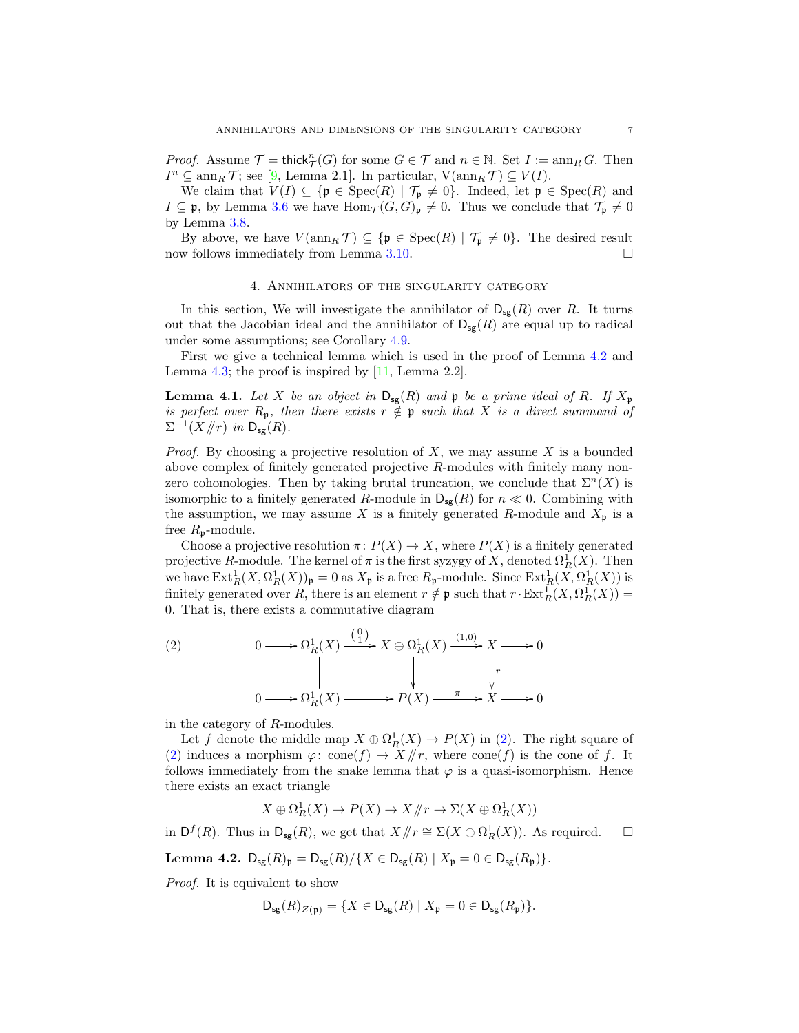*Proof.* Assume $\mathcal{T} = \mathsf{thick}^n_{\mathcal{T}}(G)$ for some $G \in \mathcal{T}$ and $n \in \mathbb{N}$. Set $I := \operatorname{ann}_R G$. Then $I^n \subseteq \operatorname{ann}_R \mathcal{T}$; see [9, Lemma 2.1]. In particular, $\mathrm{V}(\operatorname{ann}_R \mathcal{T}) \subseteq V(I)$.

We claim that $V(I) \subseteq \{\mathfrak{p} \in \operatorname{Spec}(R) \mid \mathcal{T}_{\mathfrak{p}} \neq 0\}$. Indeed, let $\mathfrak{p} \in \operatorname{Spec}(R)$ and $I \subseteq \mathfrak{p}$, by Lemma 3.6 we have $\operatorname{Hom}_{\mathcal{T}}(G, G)_{\mathfrak{p}} \neq 0$. Thus we conclude that $\mathcal{T}_{\mathfrak{p}} \neq 0$ by Lemma 3.8.

By above, we have $V(\operatorname{ann}_R \mathcal{T}) \subseteq \{\mathfrak{p} \in \operatorname{Spec}(R) \mid \mathcal{T}_{\mathfrak{p}} \neq 0\}$. The desired result now follows immediately from Lemma 3.10. □

## 4. Annihilators of the singularity category

In this section, We will investigate the annihilator of $\mathsf{D}_{\mathsf{sg}}(R)$ over $R$. It turns out that the Jacobian ideal and the annihilator of $\mathsf{D}_{\mathsf{sg}}(R)$ are equal up to radical under some assumptions; see Corollary 4.9.

First we give a technical lemma which is used in the proof of Lemma 4.2 and Lemma 4.3; the proof is inspired by [11, Lemma 2.2].

**Lemma 4.1.** *Let $X$ be an object in $\mathsf{D}_{\mathsf{sg}}(R)$ and $\mathfrak{p}$ be a prime ideal of $R$. If $X_{\mathfrak{p}}$ is perfect over $R_{\mathfrak{p}}$, then there exists $r \notin \mathfrak{p}$ such that $X$ is a direct summand of $\Sigma^{-1}(X/\!\!/r)$ in $\mathsf{D}_{\mathsf{sg}}(R)$.*

*Proof.* By choosing a projective resolution of $X$, we may assume $X$ is a bounded above complex of finitely generated projective $R$-modules with finitely many nonzero cohomologies. Then by taking brutal truncation, we conclude that $\Sigma^n(X)$ is isomorphic to a finitely generated $R$-module in $\mathsf{D}_{\mathsf{sg}}(R)$ for $n \ll 0$. Combining with the assumption, we may assume $X$ is a finitely generated $R$-module and $X_{\mathfrak{p}}$ is a free $R_{\mathfrak{p}}$-module.

Choose a projective resolution $\pi\colon P(X) \to X$, where $P(X)$ is a finitely generated projective $R$-module. The kernel of $\pi$ is the first syzygy of $X$, denoted $\Omega^1_R(X)$. Then we have $\operatorname{Ext}^1_R(X, \Omega^1_R(X))_{\mathfrak{p}} = 0$ as $X_{\mathfrak{p}}$ is a free $R_{\mathfrak{p}}$-module. Since $\operatorname{Ext}^1_R(X, \Omega^1_R(X))$ is finitely generated over $R$, there is an element $r \notin \mathfrak{p}$ such that $r \cdot \operatorname{Ext}^1_R(X, \Omega^1_R(X)) = 0$. That is, there exists a commutative diagram

$$
\begin{array}{ccccccccc}
0 & \longrightarrow & \Omega^1_R(X) & \xrightarrow{\binom{0}{1}} & X \oplus \Omega^1_R(X) & \xrightarrow{(1,0)} & X & \longrightarrow & 0 \\
 & & \Vert & & \downarrow & & \downarrow{\scriptstyle r} & & \\
0 & \longrightarrow & \Omega^1_R(X) & \longrightarrow & P(X) & \xrightarrow{\pi} & X & \longrightarrow & 0
\end{array}
\tag{2}
$$

in the category of $R$-modules.

Let $f$ denote the middle map $X \oplus \Omega^1_R(X) \to P(X)$ in (2). The right square of (2) induces a morphism $\varphi\colon \operatorname{cone}(f) \to X/\!\!/r$, where $\operatorname{cone}(f)$ is the cone of $f$. It follows immediately from the snake lemma that $\varphi$ is a quasi-isomorphism. Hence there exists an exact triangle

$$X \oplus \Omega^1_R(X) \to P(X) \to X/\!\!/r \to \Sigma(X \oplus \Omega^1_R(X))$$

in $\mathsf{D}^f(R)$. Thus in $\mathsf{D}_{\mathsf{sg}}(R)$, we get that $X/\!\!/r \cong \Sigma(X \oplus \Omega^1_R(X))$. As required. □

**Lemma 4.2.** $\mathsf{D}_{\mathsf{sg}}(R)_{\mathfrak{p}} = \mathsf{D}_{\mathsf{sg}}(R)/\{X \in \mathsf{D}_{\mathsf{sg}}(R) \mid X_{\mathfrak{p}} = 0 \in \mathsf{D}_{\mathsf{sg}}(R_{\mathfrak{p}})\}$.

*Proof.* It is equivalent to show

$$\mathsf{D}_{\mathsf{sg}}(R)_{Z(\mathfrak{p})} = \{X \in \mathsf{D}_{\mathsf{sg}}(R) \mid X_{\mathfrak{p}} = 0 \in \mathsf{D}_{\mathsf{sg}}(R_{\mathfrak{p}})\}.$$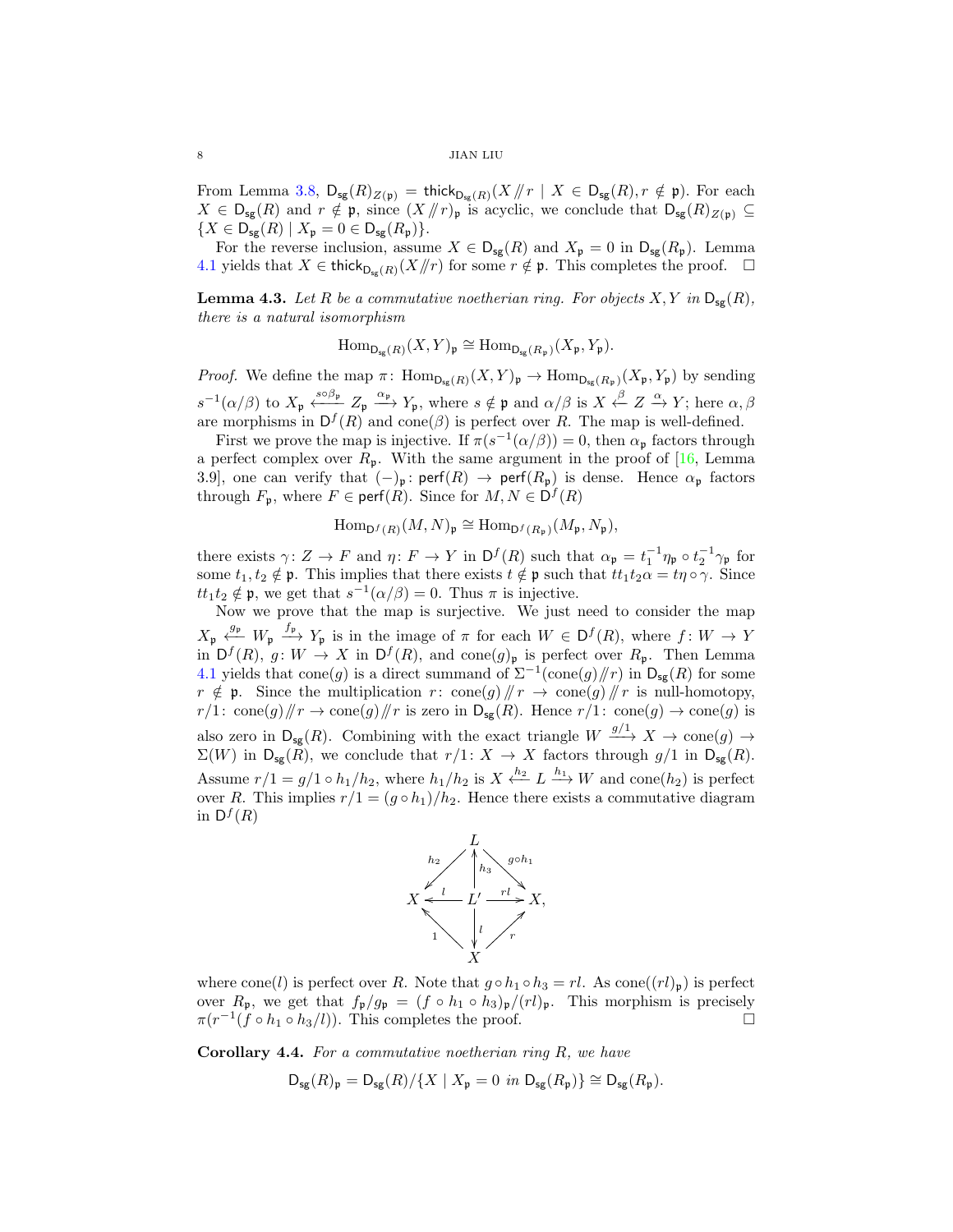From Lemma 3.8, $\mathsf{D_{sg}}(R)_{Z(\mathfrak{p})} = \mathsf{thick}_{\mathsf{D_{sg}}(R)}(X/\!\!/r \mid X \in \mathsf{D_{sg}}(R), r \notin \mathfrak{p})$. For each $X \in \mathsf{D_{sg}}(R)$ and $r \notin \mathfrak{p}$, since $(X/\!\!/r)_{\mathfrak{p}}$ is acyclic, we conclude that $\mathsf{D_{sg}}(R)_{Z(\mathfrak{p})} \subseteq \{X \in \mathsf{D_{sg}}(R) \mid X_{\mathfrak{p}} = 0 \in \mathsf{D_{sg}}(R_{\mathfrak{p}})\}$.

For the reverse inclusion, assume $X \in \mathsf{D_{sg}}(R)$ and $X_{\mathfrak{p}} = 0$ in $\mathsf{D_{sg}}(R_{\mathfrak{p}})$. Lemma 4.1 yields that $X \in \mathsf{thick}_{\mathsf{D_{sg}}(R)}(X/\!\!/r)$ for some $r \notin \mathfrak{p}$. This completes the proof. □

**Lemma 4.3.** *Let $R$ be a commutative noetherian ring. For objects $X, Y$ in $\mathsf{D_{sg}}(R)$, there is a natural isomorphism*

$$\operatorname{Hom}_{\mathsf{D_{sg}}(R)}(X,Y)_{\mathfrak{p}} \cong \operatorname{Hom}_{\mathsf{D_{sg}}(R_{\mathfrak{p}})}(X_{\mathfrak{p}}, Y_{\mathfrak{p}}).$$

*Proof.* We define the map $\pi\colon \operatorname{Hom}_{\mathsf{D_{sg}}(R)}(X,Y)_{\mathfrak{p}} \to \operatorname{Hom}_{\mathsf{D_{sg}}(R_{\mathfrak{p}})}(X_{\mathfrak{p}}, Y_{\mathfrak{p}})$ by sending $s^{-1}(\alpha/\beta)$ to $X_{\mathfrak{p}} \xleftarrow{s\circ\beta_{\mathfrak{p}}} Z_{\mathfrak{p}} \xrightarrow{\alpha_{\mathfrak{p}}} Y_{\mathfrak{p}}$, where $s \notin \mathfrak{p}$ and $\alpha/\beta$ is $X \xleftarrow{\beta} Z \xrightarrow{\alpha} Y$; here $\alpha, \beta$ are morphisms in $\mathsf{D}^f(R)$ and $\operatorname{cone}(\beta)$ is perfect over $R$. The map is well-defined.

First we prove the map is injective. If $\pi(s^{-1}(\alpha/\beta)) = 0$, then $\alpha_{\mathfrak{p}}$ factors through a perfect complex over $R_{\mathfrak{p}}$. With the same argument in the proof of [16, Lemma 3.9], one can verify that $(-)_{\mathfrak{p}}\colon \mathsf{perf}(R) \to \mathsf{perf}(R_{\mathfrak{p}})$ is dense. Hence $\alpha_{\mathfrak{p}}$ factors through $F_{\mathfrak{p}}$, where $F \in \mathsf{perf}(R)$. Since for $M, N \in \mathsf{D}^f(R)$

$$\operatorname{Hom}_{\mathsf{D}^f(R)}(M,N)_{\mathfrak{p}} \cong \operatorname{Hom}_{\mathsf{D}^f(R_{\mathfrak{p}})}(M_{\mathfrak{p}}, N_{\mathfrak{p}}),$$

there exists $\gamma\colon Z \to F$ and $\eta\colon F \to Y$ in $\mathsf{D}^f(R)$ such that $\alpha_{\mathfrak{p}} = t_1^{-1}\eta_{\mathfrak{p}} \circ t_2^{-1}\gamma_{\mathfrak{p}}$ for some $t_1, t_2 \notin \mathfrak{p}$. This implies that there exists $t \notin \mathfrak{p}$ such that $tt_1t_2\alpha = t\eta\circ\gamma$. Since $tt_1t_2 \notin \mathfrak{p}$, we get that $s^{-1}(\alpha/\beta) = 0$. Thus $\pi$ is injective.

Now we prove that the map is surjective. We just need to consider the map $X_{\mathfrak{p}} \xleftarrow{g_{\mathfrak{p}}} W_{\mathfrak{p}} \xrightarrow{f_{\mathfrak{p}}} Y_{\mathfrak{p}}$ is in the image of $\pi$ for each $W \in \mathsf{D}^f(R)$, where $f\colon W \to Y$ in $\mathsf{D}^f(R)$, $g\colon W \to X$ in $\mathsf{D}^f(R)$, and $\operatorname{cone}(g)_{\mathfrak{p}}$ is perfect over $R_{\mathfrak{p}}$. Then Lemma 4.1 yields that $\operatorname{cone}(g)$ is a direct summand of $\Sigma^{-1}(\operatorname{cone}(g)/\!\!/r)$ in $\mathsf{D_{sg}}(R)$ for some $r \notin \mathfrak{p}$. Since the multiplication $r\colon \operatorname{cone}(g)/\!\!/r \to \operatorname{cone}(g)/\!\!/r$ is null-homotopy, $r/1\colon \operatorname{cone}(g)/\!\!/r \to \operatorname{cone}(g)/\!\!/r$ is zero in $\mathsf{D_{sg}}(R)$. Hence $r/1\colon \operatorname{cone}(g) \to \operatorname{cone}(g)$ is also zero in $\mathsf{D_{sg}}(R)$. Combining with the exact triangle $W \xrightarrow{g/1} X \to \operatorname{cone}(g) \to \Sigma(W)$ in $\mathsf{D_{sg}}(R)$, we conclude that $r/1\colon X \to X$ factors through $g/1$ in $\mathsf{D_{sg}}(R)$. Assume $r/1 = g/1 \circ h_1/h_2$, where $h_1/h_2$ is $X \xleftarrow{h_2} L \xrightarrow{h_1} W$ and $\operatorname{cone}(h_2)$ is perfect over $R$. This implies $r/1 = (g\circ h_1)/h_2$. Hence there exists a commutative diagram in $\mathsf{D}^f(R)$

$$\begin{array}{ccccc} & & L & & \\ & \swarrow^{h_2} & \uparrow{\scriptstyle h_3} & \searrow^{g\circ h_1} & \\ X & \xleftarrow{\;l\;} & L' & \xrightarrow{\;rl\;} & X, \\ & \nwarrow_{1} & \downarrow{\scriptstyle l} & \nearrow_{r} & \\ & & X & & \end{array}$$

where $\operatorname{cone}(l)$ is perfect over $R$. Note that $g\circ h_1 \circ h_3 = rl$. As $\operatorname{cone}((rl)_{\mathfrak{p}})$ is perfect over $R_{\mathfrak{p}}$, we get that $f_{\mathfrak{p}}/g_{\mathfrak{p}} = (f\circ h_1 \circ h_3)_{\mathfrak{p}}/(rl)_{\mathfrak{p}}$. This morphism is precisely $\pi(r^{-1}(f\circ h_1\circ h_3/l))$. This completes the proof. □

**Corollary 4.4.** *For a commutative noetherian ring $R$, we have*

$$\mathsf{D_{sg}}(R)_{\mathfrak{p}} = \mathsf{D_{sg}}(R)/\{X \mid X_{\mathfrak{p}} = 0 \text{ in } \mathsf{D_{sg}}(R_{\mathfrak{p}})\} \cong \mathsf{D_{sg}}(R_{\mathfrak{p}}).$$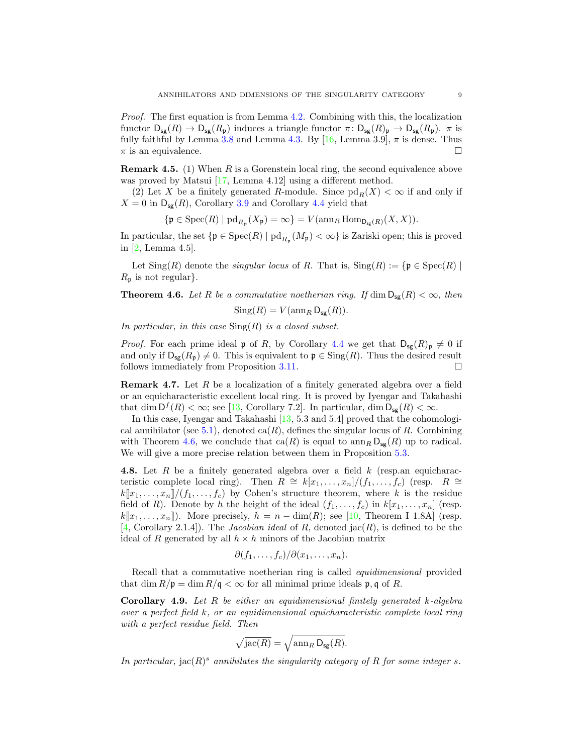*Proof.* The first equation is from Lemma 4.2. Combining with this, the localization functor $\mathsf{D}_{\mathsf{sg}}(R) \to \mathsf{D}_{\mathsf{sg}}(R_\mathfrak{p})$ induces a triangle functor $\pi\colon \mathsf{D}_{\mathsf{sg}}(R)_\mathfrak{p} \to \mathsf{D}_{\mathsf{sg}}(R_\mathfrak{p})$. $\pi$ is fully faithful by Lemma 3.8 and Lemma 4.3. By [16, Lemma 3.9], $\pi$ is dense. Thus $\pi$ is an equivalence. □

**Remark 4.5.** (1) When $R$ is a Gorenstein local ring, the second equivalence above was proved by Matsui [17, Lemma 4.12] using a different method.

(2) Let $X$ be a finitely generated $R$-module. Since $\mathrm{pd}_R(X) < \infty$ if and only if $X = 0$ in $\mathsf{D}_{\mathsf{sg}}(R)$, Corollary 3.9 and Corollary 4.4 yield that

$$\{\mathfrak{p} \in \mathrm{Spec}(R) \mid \mathrm{pd}_{R_\mathfrak{p}}(X_\mathfrak{p}) = \infty\} = V(\mathrm{ann}_R \mathrm{Hom}_{\mathsf{D}_{\mathsf{sg}}(R)}(X, X)).$$

In particular, the set $\{\mathfrak{p} \in \mathrm{Spec}(R) \mid \mathrm{pd}_{R_\mathfrak{p}}(M_\mathfrak{p}) < \infty\}$ is Zariski open; this is proved in [2, Lemma 4.5].

Let $\mathrm{Sing}(R)$ denote the *singular locus* of $R$. That is, $\mathrm{Sing}(R) := \{\mathfrak{p} \in \mathrm{Spec}(R) \mid R_\mathfrak{p}$ is not regular$\}$.

**Theorem 4.6.** *Let $R$ be a commutative noetherian ring. If $\dim \mathsf{D}_{\mathsf{sg}}(R) < \infty$, then*

$$\mathrm{Sing}(R) = V(\mathrm{ann}_R \mathsf{D}_{\mathsf{sg}}(R)).$$

*In particular, in this case $\mathrm{Sing}(R)$ is a closed subset.*

*Proof.* For each prime ideal $\mathfrak{p}$ of $R$, by Corollary 4.4 we get that $\mathsf{D}_{\mathsf{sg}}(R)_\mathfrak{p} \neq 0$ if and only if $\mathsf{D}_{\mathsf{sg}}(R_\mathfrak{p}) \neq 0$. This is equivalent to $\mathfrak{p} \in \mathrm{Sing}(R)$. Thus the desired result follows immediately from Proposition 3.11. □

**Remark 4.7.** Let $R$ be a localization of a finitely generated algebra over a field or an equicharacteristic excellent local ring. It is proved by Iyengar and Takahashi that $\dim \mathsf{D}^f(R) < \infty$; see [13, Corollary 7.2]. In particular, $\dim \mathsf{D}_{\mathsf{sg}}(R) < \infty$.

In this case, Iyengar and Takahashi [13, 5.3 and 5.4] proved that the cohomological annihilator (see 5.1), denoted $\mathrm{ca}(R)$, defines the singular locus of $R$. Combining with Theorem 4.6, we conclude that $\mathrm{ca}(R)$ is equal to $\mathrm{ann}_R \mathsf{D}_{\mathsf{sg}}(R)$ up to radical. We will give a more precise relation between them in Proposition 5.3.

**4.8.** Let $R$ be a finitely generated algebra over a field $k$ (resp.an equicharacteristic complete local ring). Then $R \cong k[x_1, \ldots, x_n]/(f_1, \ldots, f_c)$ (resp. $R \cong k[\![x_1, \ldots, x_n]\!]/(f_1, \ldots, f_c)$ by Cohen's structure theorem, where $k$ is the residue field of $R$). Denote by $h$ the height of the ideal $(f_1, \ldots, f_c)$ in $k[x_1, \ldots, x_n]$ (resp. $k[\![x_1, \ldots, x_n]\!]$). More precisely, $h = n - \dim(R)$; see [10, Theorem I 1.8A] (resp. [4, Corollary 2.1.4]). The *Jacobian ideal* of $R$, denoted $\mathrm{jac}(R)$, is defined to be the ideal of $R$ generated by all $h \times h$ minors of the Jacobian matrix

$$\partial(f_1, \ldots, f_c)/\partial(x_1, \ldots, x_n).$$

Recall that a commutative noetherian ring is called *equidimensional* provided that $\dim R/\mathfrak{p} = \dim R/\mathfrak{q} < \infty$ for all minimal prime ideals $\mathfrak{p}, \mathfrak{q}$ of $R$.

**Corollary 4.9.** *Let $R$ be either an equidimensional finitely generated $k$-algebra over a perfect field $k$, or an equidimensional equicharacteristic complete local ring with a perfect residue field. Then*

$$\sqrt{\mathrm{jac}(R)} = \sqrt{\mathrm{ann}_R \mathsf{D}_{\mathsf{sg}}(R)}.$$

*In particular, $\mathrm{jac}(R)^s$ annihilates the singularity category of $R$ for some integer $s$.*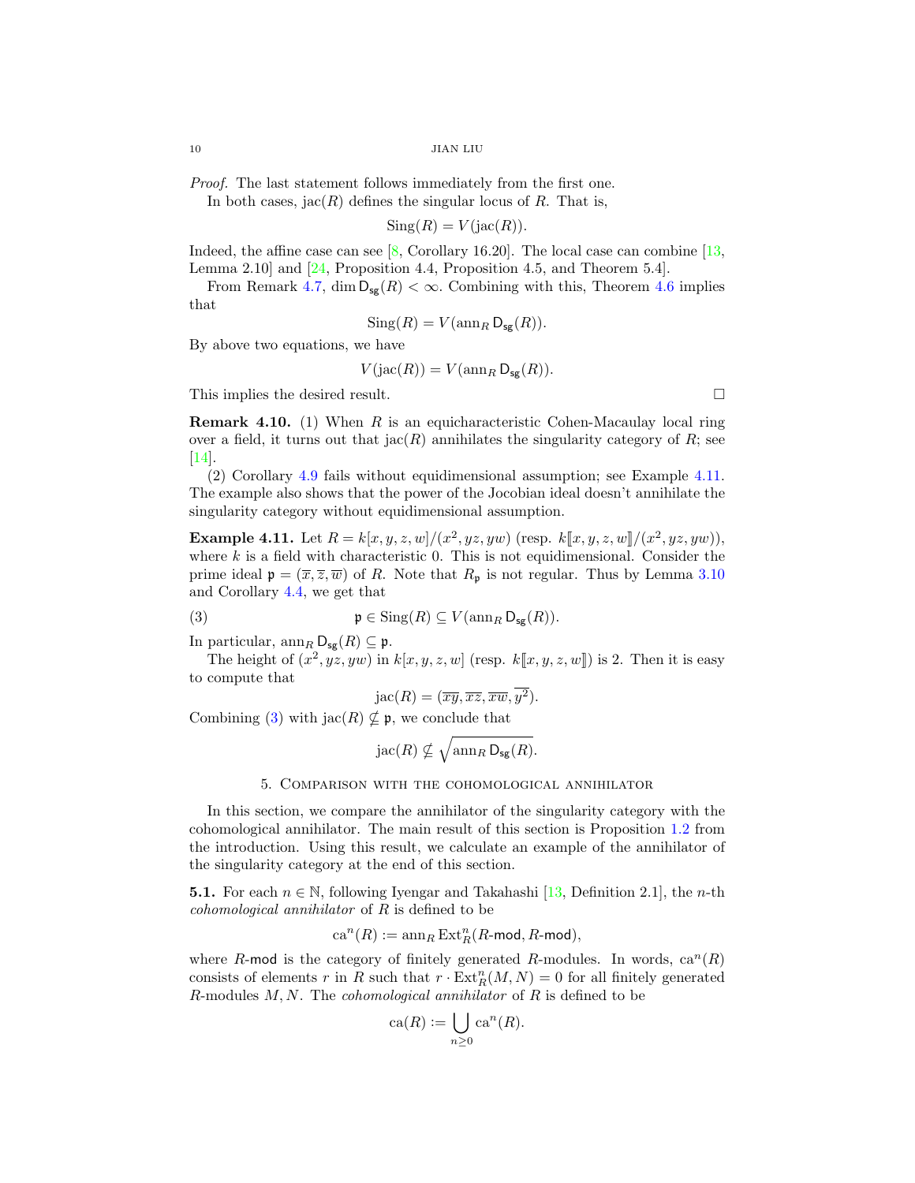*Proof.* The last statement follows immediately from the first one.

In both cases, $\operatorname{jac}(R)$ defines the singular locus of $R$. That is,

$$\operatorname{Sing}(R) = V(\operatorname{jac}(R)).$$

Indeed, the affine case can see [8, Corollary 16.20]. The local case can combine [13, Lemma 2.10] and [24, Proposition 4.4, Proposition 4.5, and Theorem 5.4].

From Remark 4.7, $\dim \mathsf{D}_{\mathsf{sg}}(R) < \infty$. Combining with this, Theorem 4.6 implies that

$$\operatorname{Sing}(R) = V(\operatorname{ann}_R \mathsf{D}_{\mathsf{sg}}(R)).$$

By above two equations, we have

$$V(\operatorname{jac}(R)) = V(\operatorname{ann}_R \mathsf{D}_{\mathsf{sg}}(R)).$$

This implies the desired result. $\square$

**Remark 4.10.** (1) When $R$ is an equicharacteristic Cohen-Macaulay local ring over a field, it turns out that $\operatorname{jac}(R)$ annihilates the singularity category of $R$; see [14].

(2) Corollary 4.9 fails without equidimensional assumption; see Example 4.11. The example also shows that the power of the Jocobian ideal doesn't annihilate the singularity category without equidimensional assumption.

**Example 4.11.** Let $R = k[x, y, z, w]/(x^2, yz, yw)$ (resp. $k[\![x, y, z, w]\!]/(x^2, yz, yw)$), where $k$ is a field with characteristic 0. This is not equidimensional. Consider the prime ideal $\mathfrak{p} = (\overline{x}, \overline{z}, \overline{w})$ of $R$. Note that $R_{\mathfrak{p}}$ is not regular. Thus by Lemma 3.10 and Corollary 4.4, we get that

$$\mathfrak{p} \in \operatorname{Sing}(R) \subseteq V(\operatorname{ann}_R \mathsf{D}_{\mathsf{sg}}(R)). \tag{3}$$

In particular, $\operatorname{ann}_R \mathsf{D}_{\mathsf{sg}}(R) \subseteq \mathfrak{p}$.

The height of $(x^2, yz, yw)$ in $k[x, y, z, w]$ (resp. $k[\![x, y, z, w]\!]$) is 2. Then it is easy to compute that

$$\operatorname{jac}(R) = (\overline{xy}, \overline{xz}, \overline{xw}, \overline{y^2}).$$

Combining (3) with $\operatorname{jac}(R) \nsubseteq \mathfrak{p}$, we conclude that

$$\operatorname{jac}(R) \nsubseteq \sqrt{\operatorname{ann}_R \mathsf{D}_{\mathsf{sg}}(R)}.$$

## 5. Comparison with the cohomological annihilator

In this section, we compare the annihilator of the singularity category with the cohomological annihilator. The main result of this section is Proposition 1.2 from the introduction. Using this result, we calculate an example of the annihilator of the singularity category at the end of this section.

**5.1.** For each $n \in \mathbb{N}$, following Iyengar and Takahashi [13, Definition 2.1], the $n$-th *cohomological annihilator* of $R$ is defined to be

$$\operatorname{ca}^n(R) := \operatorname{ann}_R \operatorname{Ext}^n_R(R\text{-}\mathsf{mod}, R\text{-}\mathsf{mod}),$$

where $R$-$\mathsf{mod}$ is the category of finitely generated $R$-modules. In words, $\operatorname{ca}^n(R)$ consists of elements $r$ in $R$ such that $r \cdot \operatorname{Ext}^n_R(M, N) = 0$ for all finitely generated $R$-modules $M, N$. The *cohomological annihilator* of $R$ is defined to be

$$\operatorname{ca}(R) := \bigcup_{n \geq 0} \operatorname{ca}^n(R).$$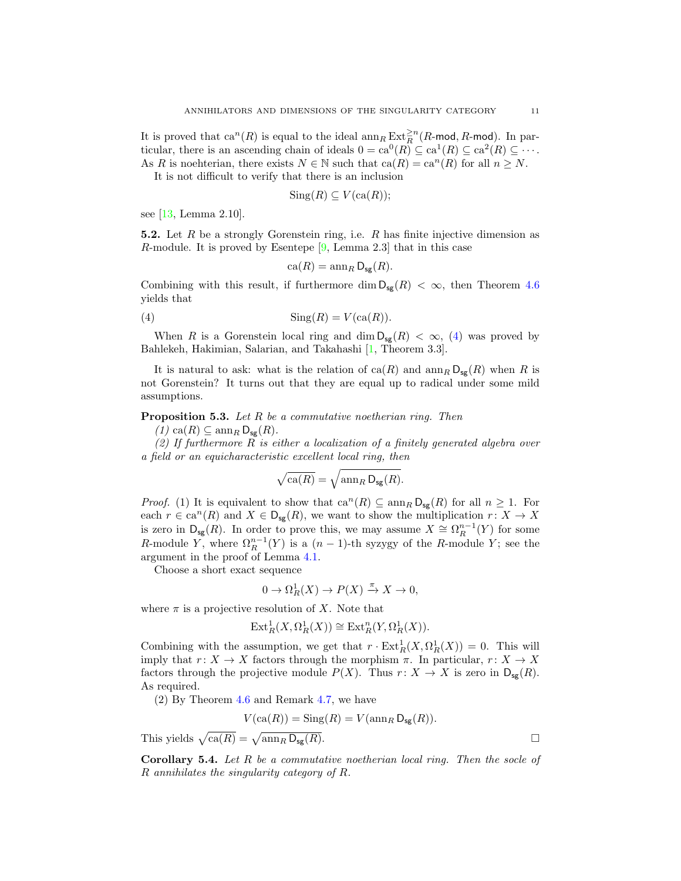It is proved that $\mathrm{ca}^n(R)$ is equal to the ideal $\mathrm{ann}_R \operatorname{Ext}_R^{\geq n}(R\text{-}\mathsf{mod}, R\text{-}\mathsf{mod})$. In particular, there is an ascending chain of ideals $0 = \mathrm{ca}^0(R) \subseteq \mathrm{ca}^1(R) \subseteq \mathrm{ca}^2(R) \subseteq \cdots$. As $R$ is noehterian, there exists $N \in \mathbb{N}$ such that $\mathrm{ca}(R) = \mathrm{ca}^n(R)$ for all $n \geq N$.

It is not difficult to verify that there is an inclusion

$$\mathrm{Sing}(R) \subseteq V(\mathrm{ca}(R));$$

see [13, Lemma 2.10].

**5.2.** Let $R$ be a strongly Gorenstein ring, i.e. $R$ has finite injective dimension as $R$-module. It is proved by Esentepe [9, Lemma 2.3] that in this case

$$\mathrm{ca}(R) = \mathrm{ann}_R \mathsf{D}_{\mathsf{sg}}(R).$$

Combining with this result, if furthermore $\dim \mathsf{D}_{\mathsf{sg}}(R) < \infty$, then Theorem 4.6 yields that

$$\mathrm{Sing}(R) = V(\mathrm{ca}(R)). \tag{4}$$

When $R$ is a Gorenstein local ring and $\dim \mathsf{D}_{\mathsf{sg}}(R) < \infty$, (4) was proved by Bahlekeh, Hakimian, Salarian, and Takahashi [1, Theorem 3.3].

It is natural to ask: what is the relation of $\mathrm{ca}(R)$ and $\mathrm{ann}_R \mathsf{D}_{\mathsf{sg}}(R)$ when $R$ is not Gorenstein? It turns out that they are equal up to radical under some mild assumptions.

**Proposition 5.3.** *Let $R$ be a commutative noetherian ring. Then*

*(1)* $\mathrm{ca}(R) \subseteq \mathrm{ann}_R \mathsf{D}_{\mathsf{sg}}(R)$.

*(2) If furthermore $R$ is either a localization of a finitely generated algebra over a field or an equicharacteristic excellent local ring, then*

$$\sqrt{\mathrm{ca}(R)} = \sqrt{\mathrm{ann}_R \mathsf{D}_{\mathsf{sg}}(R)}.$$

*Proof.* (1) It is equivalent to show that $\mathrm{ca}^n(R) \subseteq \mathrm{ann}_R \mathsf{D}_{\mathsf{sg}}(R)$ for all $n \geq 1$. For each $r \in \mathrm{ca}^n(R)$ and $X \in \mathsf{D}_{\mathsf{sg}}(R)$, we want to show the multiplication $r \colon X \to X$ is zero in $\mathsf{D}_{\mathsf{sg}}(R)$. In order to prove this, we may assume $X \cong \Omega_R^{n-1}(Y)$ for some $R$-module $Y$, where $\Omega_R^{n-1}(Y)$ is a $(n-1)$-th syzygy of the $R$-module $Y$; see the argument in the proof of Lemma 4.1.

Choose a short exact sequence

$$0 \to \Omega_R^1(X) \to P(X) \xrightarrow{\pi} X \to 0,$$

where $\pi$ is a projective resolution of $X$. Note that

$$\operatorname{Ext}_R^1(X, \Omega_R^1(X)) \cong \operatorname{Ext}_R^n(Y, \Omega_R^1(X)).$$

Combining with the assumption, we get that $r \cdot \operatorname{Ext}_R^1(X, \Omega_R^1(X)) = 0$. This will imply that $r \colon X \to X$ factors through the morphism $\pi$. In particular, $r \colon X \to X$ factors through the projective module $P(X)$. Thus $r \colon X \to X$ is zero in $\mathsf{D}_{\mathsf{sg}}(R)$. As required.

(2) By Theorem 4.6 and Remark 4.7, we have

$$V(\mathrm{ca}(R)) = \mathrm{Sing}(R) = V(\mathrm{ann}_R \mathsf{D}_{\mathsf{sg}}(R)).$$

This yields $\sqrt{\mathrm{ca}(R)} = \sqrt{\mathrm{ann}_R \mathsf{D}_{\mathsf{sg}}(R)}$. $\square$

**Corollary 5.4.** *Let $R$ be a commutative noetherian local ring. Then the socle of $R$ annihilates the singularity category of $R$.*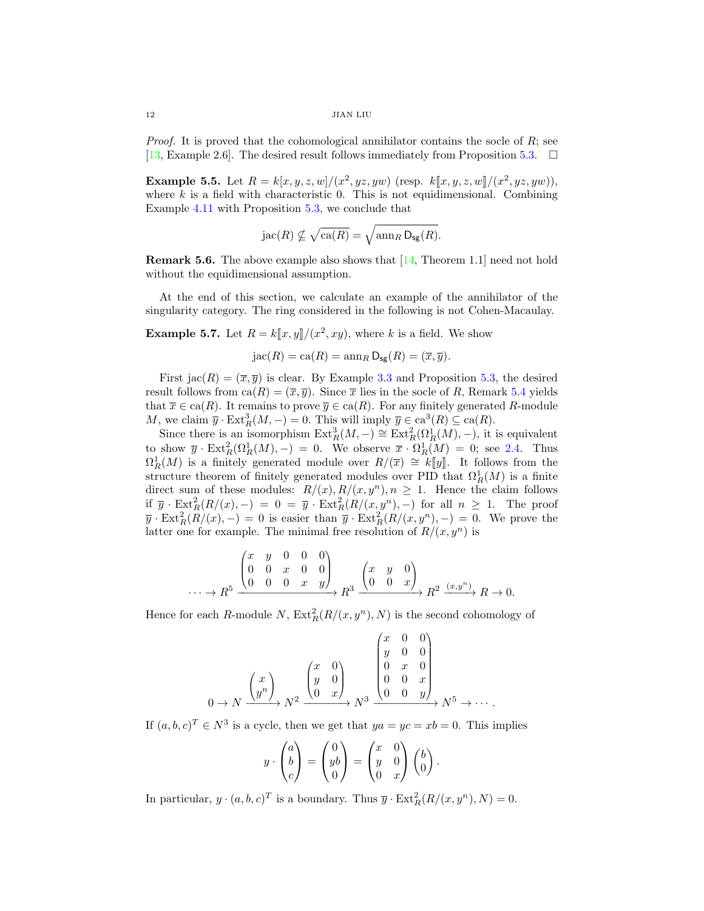*Proof.* It is proved that the cohomological annihilator contains the socle of $R$; see [13, Example 2.6]. The desired result follows immediately from Proposition 5.3. $\square$

**Example 5.5.** Let $R = k[x, y, z, w]/(x^2, yz, yw)$ (resp. $k[\![x, y, z, w]\!]/(x^2, yz, yw)$), where $k$ is a field with characteristic 0. This is not equidimensional. Combining Example 4.11 with Proposition 5.3, we conclude that

$$\mathrm{jac}(R) \nsubseteq \sqrt{\mathrm{ca}(R)} = \sqrt{\mathrm{ann}_R \, \mathsf{D}_{\mathsf{sg}}(R)}.$$

**Remark 5.6.** The above example also shows that [14, Theorem 1.1] need not hold without the equidimensional assumption.

At the end of this section, we calculate an example of the annihilator of the singularity category. The ring considered in the following is not Cohen-Macaulay.

**Example 5.7.** Let $R = k[\![x, y]\!]/(x^2, xy)$, where $k$ is a field. We show

$$\mathrm{jac}(R) = \mathrm{ca}(R) = \mathrm{ann}_R \, \mathsf{D}_{\mathsf{sg}}(R) = (\overline{x}, \overline{y}).$$

First $\mathrm{jac}(R) = (\overline{x}, \overline{y})$ is clear. By Example 3.3 and Proposition 5.3, the desired result follows from $\mathrm{ca}(R) = (\overline{x}, \overline{y})$. Since $\overline{x}$ lies in the socle of $R$, Remark 5.4 yields that $\overline{x} \in \mathrm{ca}(R)$. It remains to prove $\overline{y} \in \mathrm{ca}(R)$. For any finitely generated $R$-module $M$, we claim $\overline{y} \cdot \mathrm{Ext}^3_R(M, -) = 0$. This will imply $\overline{y} \in \mathrm{ca}^3(R) \subseteq \mathrm{ca}(R)$.

Since there is an isomorphism $\mathrm{Ext}^3_R(M, -) \cong \mathrm{Ext}^2_R(\Omega^1_R(M), -)$, it is equivalent to show $\overline{y} \cdot \mathrm{Ext}^2_R(\Omega^1_R(M), -) = 0$. We observe $\overline{x} \cdot \Omega^1_R(M) = 0$; see 2.4. Thus $\Omega^1_R(M)$ is a finitely generated module over $R/(\overline{x}) \cong k[\![y]\!]$. It follows from the structure theorem of finitely generated modules over PID that $\Omega^1_R(M)$ is a finite direct sum of these modules: $R/(x), R/(x, y^n), n \geq 1$. Hence the claim follows if $\overline{y} \cdot \mathrm{Ext}^2_R(R/(x), -) = 0 = \overline{y} \cdot \mathrm{Ext}^2_R(R/(x, y^n), -)$ for all $n \geq 1$. The proof $\overline{y} \cdot \mathrm{Ext}^2_R(R/(x), -) = 0$ is easier than $\overline{y} \cdot \mathrm{Ext}^2_R(R/(x, y^n), -) = 0$. We prove the latter one for example. The minimal free resolution of $R/(x, y^n)$ is

$$\cdots \to R^5 \xrightarrow{\begin{pmatrix} x & y & 0 & 0 & 0 \\ 0 & 0 & x & 0 & 0 \\ 0 & 0 & 0 & x & y \end{pmatrix}} R^3 \xrightarrow{\begin{pmatrix} x & y & 0 \\ 0 & 0 & x \end{pmatrix}} R^2 \xrightarrow{(x, y^n)} R \to 0.$$

Hence for each $R$-module $N$, $\mathrm{Ext}^2_R(R/(x, y^n), N)$ is the second cohomology of

$$0 \to N \xrightarrow{\begin{pmatrix} x \\ y^n \end{pmatrix}} N^2 \xrightarrow{\begin{pmatrix} x & 0 \\ y & 0 \\ 0 & x \end{pmatrix}} N^3 \xrightarrow{\begin{pmatrix} x & 0 & 0 \\ y & 0 & 0 \\ 0 & x & 0 \\ 0 & 0 & x \\ 0 & 0 & y \end{pmatrix}} N^5 \to \cdots.$$

If $(a, b, c)^T \in N^3$ is a cycle, then we get that $ya = yc = xb = 0$. This implies

$$y \cdot \begin{pmatrix} a \\ b \\ c \end{pmatrix} = \begin{pmatrix} 0 \\ yb \\ 0 \end{pmatrix} = \begin{pmatrix} x & 0 \\ y & 0 \\ 0 & x \end{pmatrix} \begin{pmatrix} b \\ 0 \end{pmatrix}.$$

In particular, $y \cdot (a, b, c)^T$ is a boundary. Thus $\overline{y} \cdot \mathrm{Ext}^2_R(R/(x, y^n), N) = 0$.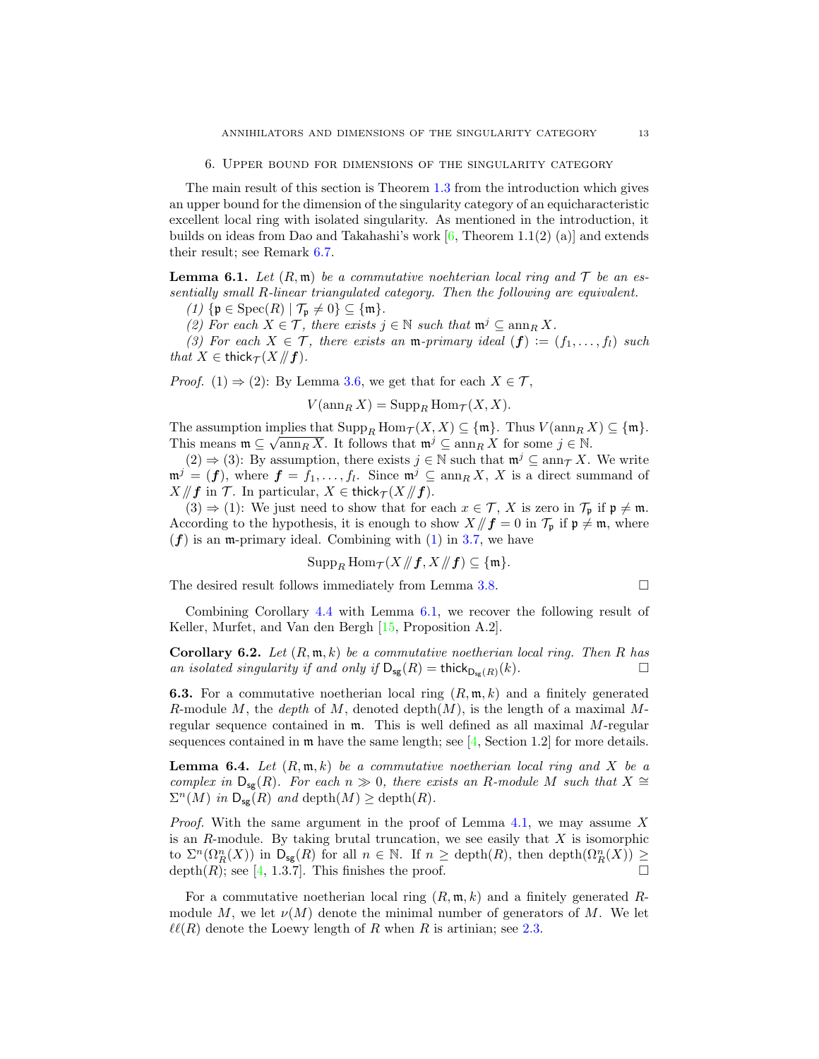## 6. Upper bound for dimensions of the singularity category

The main result of this section is Theorem 1.3 from the introduction which gives an upper bound for the dimension of the singularity category of an equicharacteristic excellent local ring with isolated singularity. As mentioned in the introduction, it builds on ideas from Dao and Takahashi's work [6, Theorem 1.1(2) (a)] and extends their result; see Remark 6.7.

**Lemma 6.1.** *Let $(R, \mathfrak{m})$ be a commutative noehterian local ring and $\mathcal{T}$ be an essentially small $R$-linear triangulated category. Then the following are equivalent.*

*(1) $\{\mathfrak{p} \in \operatorname{Spec}(R) \mid \mathcal{T}_\mathfrak{p} \neq 0\} \subseteq \{\mathfrak{m}\}$.*

*(2) For each $X \in \mathcal{T}$, there exists $j \in \mathbb{N}$ such that $\mathfrak{m}^j \subseteq \operatorname{ann}_R X$.*

*(3) For each $X \in \mathcal{T}$, there exists an $\mathfrak{m}$-primary ideal $(\boldsymbol{f}) := (f_1, \dots, f_l)$ such that $X \in \mathsf{thick}_\mathcal{T}(X /\!\!/ \boldsymbol{f})$.*

*Proof.* (1) $\Rightarrow$ (2): By Lemma 3.6, we get that for each $X \in \mathcal{T}$,

$$V(\operatorname{ann}_R X) = \operatorname{Supp}_R \operatorname{Hom}_\mathcal{T}(X, X).$$

The assumption implies that $\operatorname{Supp}_R \operatorname{Hom}_\mathcal{T}(X, X) \subseteq \{\mathfrak{m}\}$. Thus $V(\operatorname{ann}_R X) \subseteq \{\mathfrak{m}\}$. This means $\mathfrak{m} \subseteq \sqrt{\operatorname{ann}_R X}$. It follows that $\mathfrak{m}^j \subseteq \operatorname{ann}_R X$ for some $j \in \mathbb{N}$.

(2) $\Rightarrow$ (3): By assumption, there exists $j \in \mathbb{N}$ such that $\mathfrak{m}^j \subseteq \operatorname{ann}_\mathcal{T} X$. We write $\mathfrak{m}^j = (\boldsymbol{f})$, where $\boldsymbol{f} = f_1, \dots, f_l$. Since $\mathfrak{m}^j \subseteq \operatorname{ann}_R X$, $X$ is a direct summand of $X /\!\!/ \boldsymbol{f}$ in $\mathcal{T}$. In particular, $X \in \mathsf{thick}_\mathcal{T}(X /\!\!/ \boldsymbol{f})$.

(3) $\Rightarrow$ (1): We just need to show that for each $x \in \mathcal{T}$, $X$ is zero in $\mathcal{T}_\mathfrak{p}$ if $\mathfrak{p} \neq \mathfrak{m}$. According to the hypothesis, it is enough to show $X /\!\!/ \boldsymbol{f} = 0$ in $\mathcal{T}_\mathfrak{p}$ if $\mathfrak{p} \neq \mathfrak{m}$, where $(\boldsymbol{f})$ is an $\mathfrak{m}$-primary ideal. Combining with (1) in 3.7, we have

$$\operatorname{Supp}_R \operatorname{Hom}_\mathcal{T}(X /\!\!/ \boldsymbol{f}, X /\!\!/ \boldsymbol{f}) \subseteq \{\mathfrak{m}\}.$$

The desired result follows immediately from Lemma 3.8. $\square$

Combining Corollary 4.4 with Lemma 6.1, we recover the following result of Keller, Murfet, and Van den Bergh [15, Proposition A.2].

**Corollary 6.2.** *Let $(R, \mathfrak{m}, k)$ be a commutative noetherian local ring. Then $R$ has an isolated singularity if and only if $\mathsf{D}_{\mathsf{sg}}(R) = \mathsf{thick}_{\mathsf{D}_{\mathsf{sg}}(R)}(k)$.* $\square$

**6.3.** For a commutative noetherian local ring $(R, \mathfrak{m}, k)$ and a finitely generated $R$-module $M$, the *depth* of $M$, denoted $\operatorname{depth}(M)$, is the length of a maximal $M$-regular sequence contained in $\mathfrak{m}$. This is well defined as all maximal $M$-regular sequences contained in $\mathfrak{m}$ have the same length; see [4, Section 1.2] for more details.

**Lemma 6.4.** *Let $(R, \mathfrak{m}, k)$ be a commutative noetherian local ring and $X$ be a complex in $\mathsf{D}_{\mathsf{sg}}(R)$. For each $n \gg 0$, there exists an $R$-module $M$ such that $X \cong \Sigma^n(M)$ in $\mathsf{D}_{\mathsf{sg}}(R)$ and $\operatorname{depth}(M) \geq \operatorname{depth}(R)$.*

*Proof.* With the same argument in the proof of Lemma 4.1, we may assume $X$ is an $R$-module. By taking brutal truncation, we see easily that $X$ is isomorphic to $\Sigma^n(\Omega^n_R(X))$ in $\mathsf{D}_{\mathsf{sg}}(R)$ for all $n \in \mathbb{N}$. If $n \geq \operatorname{depth}(R)$, then $\operatorname{depth}(\Omega^n_R(X)) \geq \operatorname{depth}(R)$; see [4, 1.3.7]. This finishes the proof. $\square$

For a commutative noetherian local ring $(R, \mathfrak{m}, k)$ and a finitely generated $R$-module $M$, we let $\nu(M)$ denote the minimal number of generators of $M$. We let $\ell\ell(R)$ denote the Loewy length of $R$ when $R$ is artinian; see 2.3.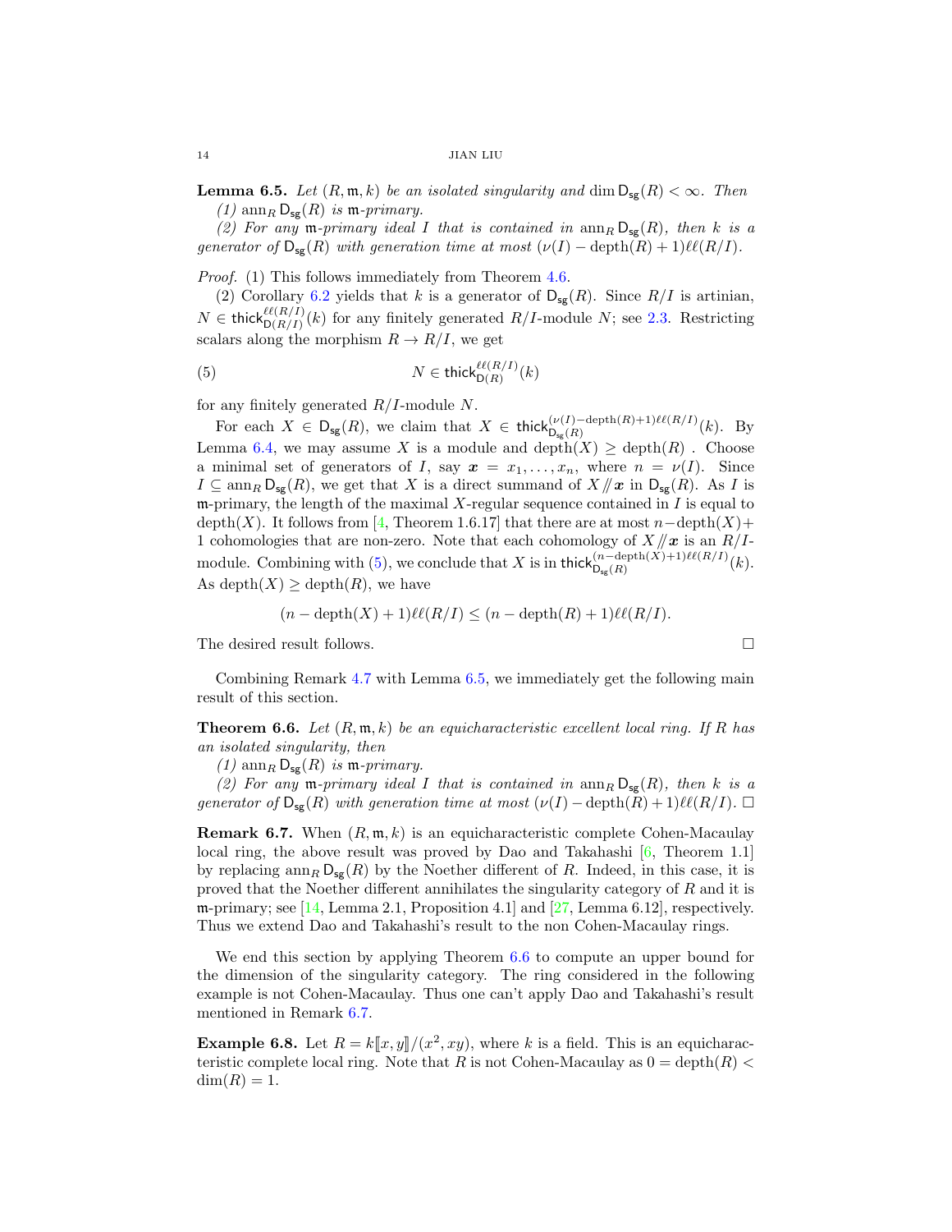**Lemma 6.5.** *Let $(R, \mathfrak{m}, k)$ be an isolated singularity and $\dim \mathsf{D}_{\mathsf{sg}}(R) < \infty$. Then*

*(1) $\operatorname{ann}_R \mathsf{D}_{\mathsf{sg}}(R)$ is $\mathfrak{m}$-primary.*

*(2) For any $\mathfrak{m}$-primary ideal $I$ that is contained in $\operatorname{ann}_R \mathsf{D}_{\mathsf{sg}}(R)$, then $k$ is a generator of $\mathsf{D}_{\mathsf{sg}}(R)$ with generation time at most $(\nu(I) - \operatorname{depth}(R) + 1)\ell\ell(R/I)$.*

*Proof.* (1) This follows immediately from Theorem 4.6.

(2) Corollary 6.2 yields that $k$ is a generator of $\mathsf{D}_{\mathsf{sg}}(R)$. Since $R/I$ is artinian, $N \in \mathsf{thick}^{\ell\ell(R/I)}_{\mathsf{D}(R/I)}(k)$ for any finitely generated $R/I$-module $N$; see 2.3. Restricting scalars along the morphism $R \to R/I$, we get

$$N \in \mathsf{thick}^{\ell\ell(R/I)}_{\mathsf{D}(R)}(k) \tag{5}$$

for any finitely generated $R/I$-module $N$.

For each $X \in \mathsf{D}_{\mathsf{sg}}(R)$, we claim that $X \in \mathsf{thick}^{(\nu(I)-\operatorname{depth}(R)+1)\ell\ell(R/I)}_{\mathsf{D}_{\mathsf{sg}}(R)}(k)$. By Lemma 6.4, we may assume $X$ is a module and $\operatorname{depth}(X) \geq \operatorname{depth}(R)$ . Choose a minimal set of generators of $I$, say $\boldsymbol{x} = x_1, \ldots, x_n$, where $n = \nu(I)$. Since $I \subseteq \operatorname{ann}_R \mathsf{D}_{\mathsf{sg}}(R)$, we get that $X$ is a direct summand of $X /\!\!/ \boldsymbol{x}$ in $\mathsf{D}_{\mathsf{sg}}(R)$. As $I$ is $\mathfrak{m}$-primary, the length of the maximal $X$-regular sequence contained in $I$ is equal to $\operatorname{depth}(X)$. It follows from [4, Theorem 1.6.17] that there are at most $n - \operatorname{depth}(X) + 1$ cohomologies that are non-zero. Note that each cohomology of $X /\!\!/ \boldsymbol{x}$ is an $R/I$-module. Combining with (5), we conclude that $X$ is in $\mathsf{thick}^{(n-\operatorname{depth}(X)+1)\ell\ell(R/I)}_{\mathsf{D}_{\mathsf{sg}}(R)}(k)$. As $\operatorname{depth}(X) \geq \operatorname{depth}(R)$, we have

$$(n - \operatorname{depth}(X) + 1)\ell\ell(R/I) \leq (n - \operatorname{depth}(R) + 1)\ell\ell(R/I).$$

The desired result follows. $\square$

Combining Remark 4.7 with Lemma 6.5, we immediately get the following main result of this section.

**Theorem 6.6.** *Let $(R, \mathfrak{m}, k)$ be an equicharacteristic excellent local ring. If $R$ has an isolated singularity, then*

*(1) $\operatorname{ann}_R \mathsf{D}_{\mathsf{sg}}(R)$ is $\mathfrak{m}$-primary.*

*(2) For any $\mathfrak{m}$-primary ideal $I$ that is contained in $\operatorname{ann}_R \mathsf{D}_{\mathsf{sg}}(R)$, then $k$ is a generator of $\mathsf{D}_{\mathsf{sg}}(R)$ with generation time at most $(\nu(I) - \operatorname{depth}(R) + 1)\ell\ell(R/I)$.* $\square$

**Remark 6.7.** When $(R, \mathfrak{m}, k)$ is an equicharacteristic complete Cohen-Macaulay local ring, the above result was proved by Dao and Takahashi [6, Theorem 1.1] by replacing $\operatorname{ann}_R \mathsf{D}_{\mathsf{sg}}(R)$ by the Noether different of $R$. Indeed, in this case, it is proved that the Noether different annihilates the singularity category of $R$ and it is $\mathfrak{m}$-primary; see [14, Lemma 2.1, Proposition 4.1] and [27, Lemma 6.12], respectively. Thus we extend Dao and Takahashi's result to the non Cohen-Macaulay rings.

We end this section by applying Theorem 6.6 to compute an upper bound for the dimension of the singularity category. The ring considered in the following example is not Cohen-Macaulay. Thus one can't apply Dao and Takahashi's result mentioned in Remark 6.7.

**Example 6.8.** Let $R = k[\![x, y]\!]/(x^2, xy)$, where $k$ is a field. This is an equicharacteristic complete local ring. Note that $R$ is not Cohen-Macaulay as $0 = \operatorname{depth}(R) < \dim(R) = 1$.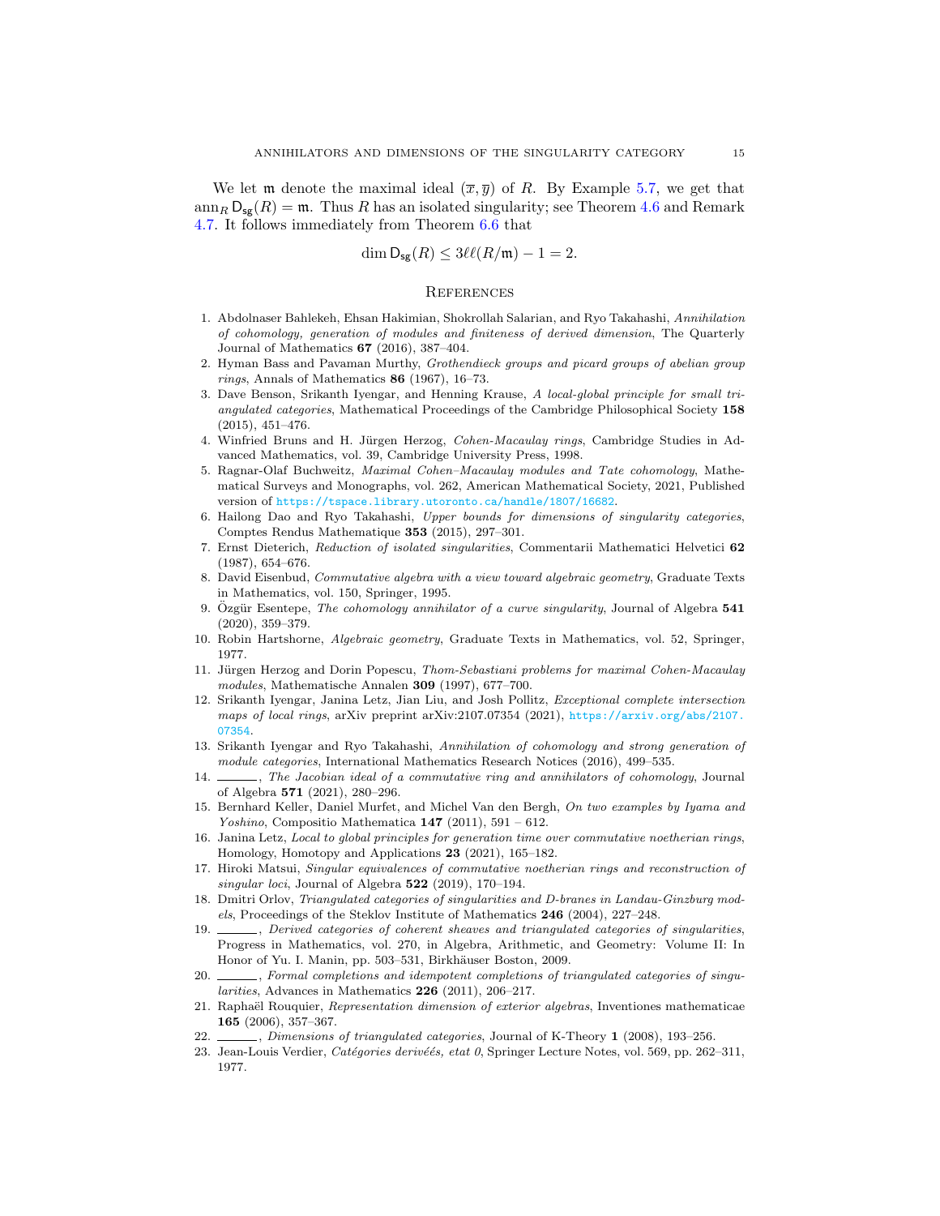We let $\mathfrak{m}$ denote the maximal ideal $(\overline{x}, \overline{y})$ of $R$. By Example 5.7, we get that $\operatorname{ann}_R \mathsf{D}_{\mathsf{sg}}(R) = \mathfrak{m}$. Thus $R$ has an isolated singularity; see Theorem 4.6 and Remark 4.7. It follows immediately from Theorem 6.6 that

$$\dim \mathsf{D}_{\mathsf{sg}}(R) \leq 3\ell\ell(R/\mathfrak{m}) - 1 = 2.$$

## References

1. Abdolnaser Bahlekeh, Ehsan Hakimian, Shokrollah Salarian, and Ryo Takahashi, *Annihilation of cohomology, generation of modules and finiteness of derived dimension*, The Quarterly Journal of Mathematics **67** (2016), 387–404.
2. Hyman Bass and Pavaman Murthy, *Grothendieck groups and picard groups of abelian group rings*, Annals of Mathematics **86** (1967), 16–73.
3. Dave Benson, Srikanth Iyengar, and Henning Krause, *A local-global principle for small triangulated categories*, Mathematical Proceedings of the Cambridge Philosophical Society **158** (2015), 451–476.
4. Winfried Bruns and H. Jürgen Herzog, *Cohen-Macaulay rings*, Cambridge Studies in Advanced Mathematics, vol. 39, Cambridge University Press, 1998.
5. Ragnar-Olaf Buchweitz, *Maximal Cohen–Macaulay modules and Tate cohomology*, Mathematical Surveys and Monographs, vol. 262, American Mathematical Society, 2021, Published version of https://tspace.library.utoronto.ca/handle/1807/16682.
6. Hailong Dao and Ryo Takahashi, *Upper bounds for dimensions of singularity categories*, Comptes Rendus Mathematique **353** (2015), 297–301.
7. Ernst Dieterich, *Reduction of isolated singularities*, Commentarii Mathematici Helvetici **62** (1987), 654–676.
8. David Eisenbud, *Commutative algebra with a view toward algebraic geometry*, Graduate Texts in Mathematics, vol. 150, Springer, 1995.
9. Özgür Esentepe, *The cohomology annihilator of a curve singularity*, Journal of Algebra **541** (2020), 359–379.
10. Robin Hartshorne, *Algebraic geometry*, Graduate Texts in Mathematics, vol. 52, Springer, 1977.
11. Jürgen Herzog and Dorin Popescu, *Thom-Sebastiani problems for maximal Cohen-Macaulay modules*, Mathematische Annalen **309** (1997), 677–700.
12. Srikanth Iyengar, Janina Letz, Jian Liu, and Josh Pollitz, *Exceptional complete intersection maps of local rings*, arXiv preprint arXiv:2107.07354 (2021), https://arxiv.org/abs/2107.07354.
13. Srikanth Iyengar and Ryo Takahashi, *Annihilation of cohomology and strong generation of module categories*, International Mathematics Research Notices (2016), 499–535.
14. ______, *The Jacobian ideal of a commutative ring and annihilators of cohomology*, Journal of Algebra **571** (2021), 280–296.
15. Bernhard Keller, Daniel Murfet, and Michel Van den Bergh, *On two examples by Iyama and Yoshino*, Compositio Mathematica **147** (2011), 591 – 612.
16. Janina Letz, *Local to global principles for generation time over commutative noetherian rings*, Homology, Homotopy and Applications **23** (2021), 165–182.
17. Hiroki Matsui, *Singular equivalences of commutative noetherian rings and reconstruction of singular loci*, Journal of Algebra **522** (2019), 170–194.
18. Dmitri Orlov, *Triangulated categories of singularities and D-branes in Landau-Ginzburg models*, Proceedings of the Steklov Institute of Mathematics **246** (2004), 227–248.
19. ______, *Derived categories of coherent sheaves and triangulated categories of singularities*, Progress in Mathematics, vol. 270, in Algebra, Arithmetic, and Geometry: Volume II: In Honor of Yu. I. Manin, pp. 503–531, Birkhäuser Boston, 2009.
20. ______, *Formal completions and idempotent completions of triangulated categories of singularities*, Advances in Mathematics **226** (2011), 206–217.
21. Raphaël Rouquier, *Representation dimension of exterior algebras*, Inventiones mathematicae **165** (2006), 357–367.
22. ______, *Dimensions of triangulated categories*, Journal of K-Theory **1** (2008), 193–256.
23. Jean-Louis Verdier, *Catégories derivéés, etat 0*, Springer Lecture Notes, vol. 569, pp. 262–311, 1977.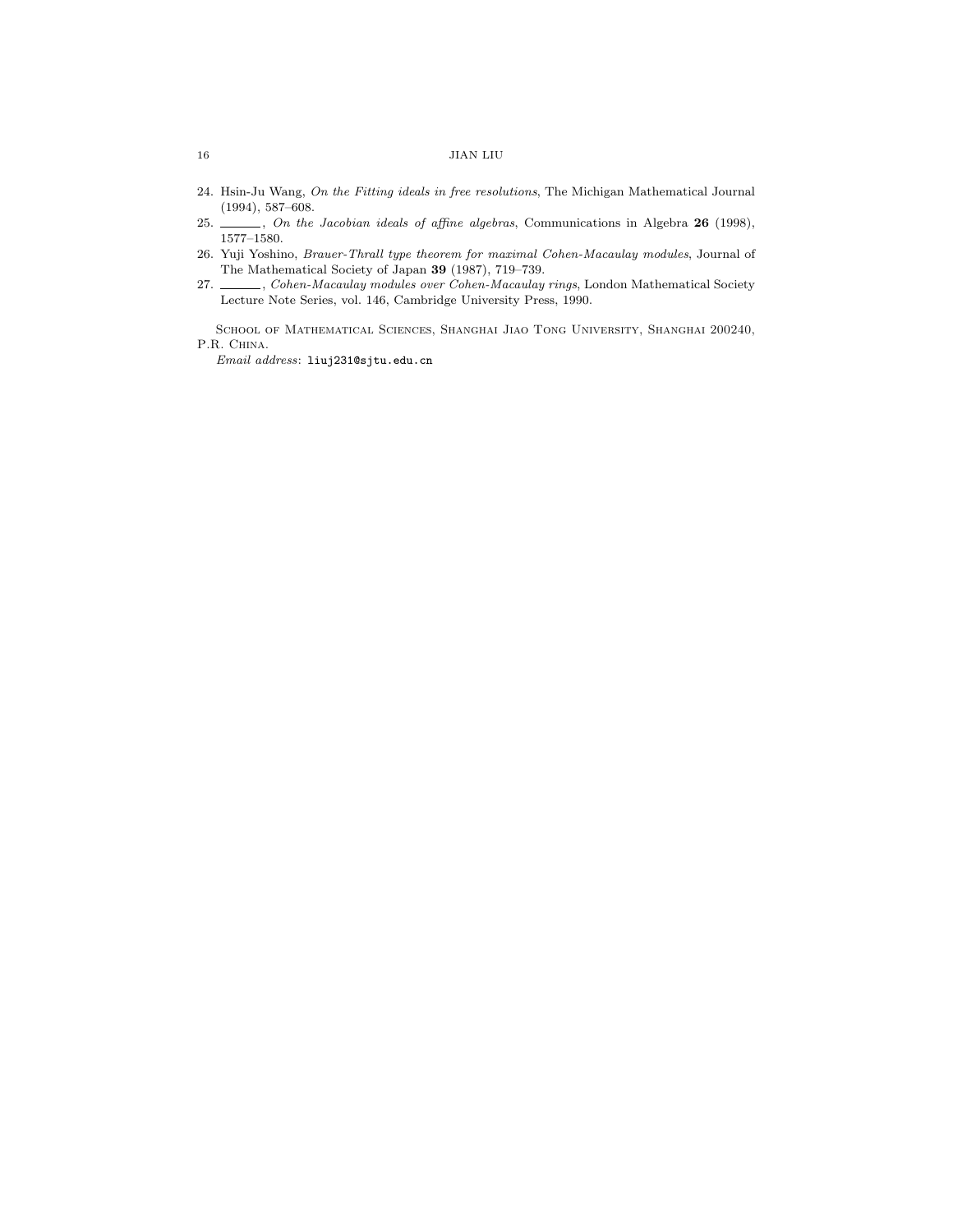24. Hsin-Ju Wang, *On the Fitting ideals in free resolutions*, The Michigan Mathematical Journal (1994), 587–608.
25. ______, *On the Jacobian ideals of affine algebras*, Communications in Algebra **26** (1998), 1577–1580.
26. Yuji Yoshino, *Brauer-Thrall type theorem for maximal Cohen-Macaulay modules*, Journal of The Mathematical Society of Japan **39** (1987), 719–739.
27. ______, *Cohen-Macaulay modules over Cohen-Macaulay rings*, London Mathematical Society Lecture Note Series, vol. 146, Cambridge University Press, 1990.

School of Mathematical Sciences, Shanghai Jiao Tong University, Shanghai 200240, P.R. China.

*Email address*: `liuj231@sjtu.edu.cn`